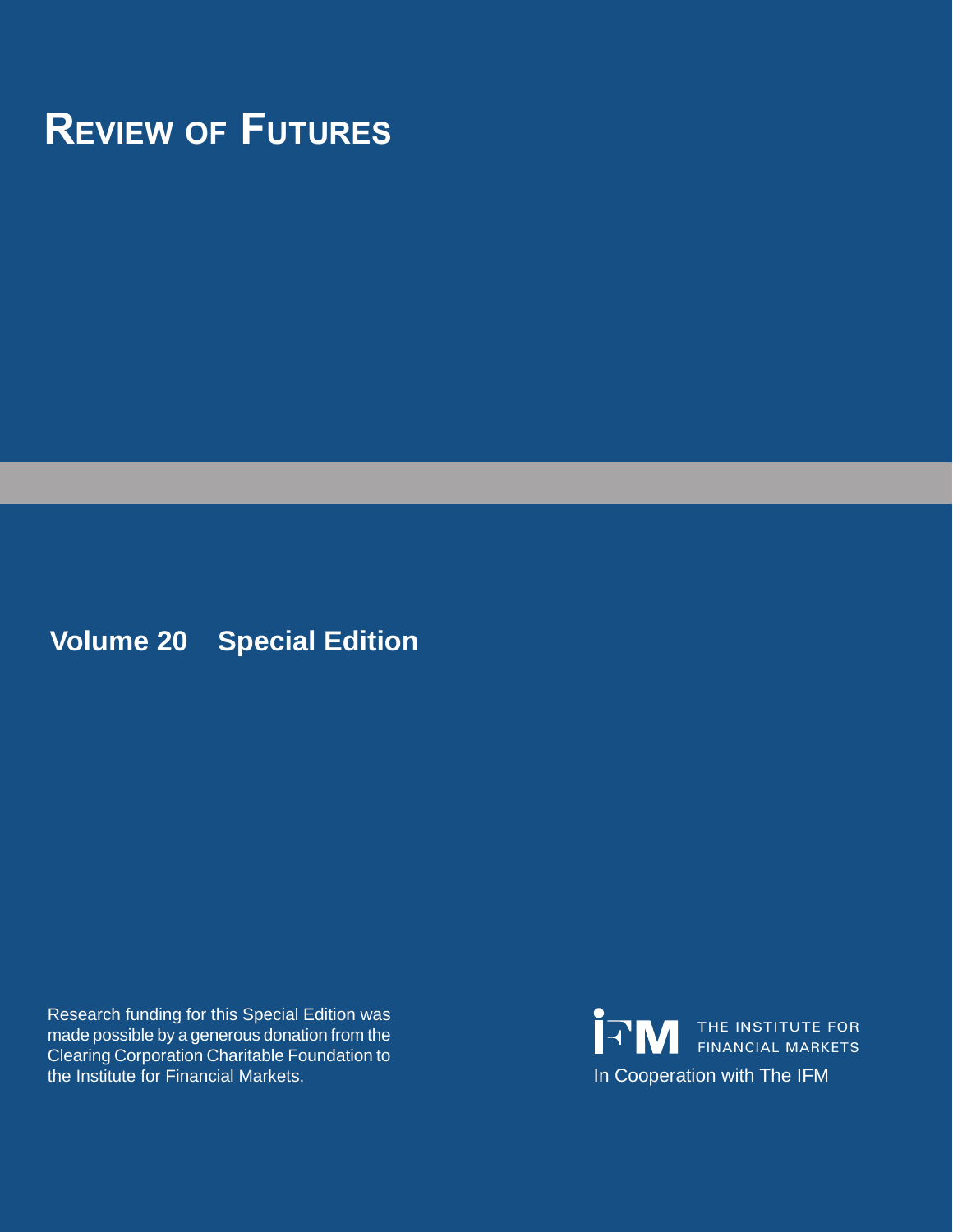# Review of Futures

## Volume 20 Special Edition

Research funding for this Special Edition was made possible by a generous donation from the Clearing Corporation Charitable Foundation to the Institute for Financial Markets.

THE INSTITUTE FOR FINANCIAL MARKETS

In Cooperation with The IFM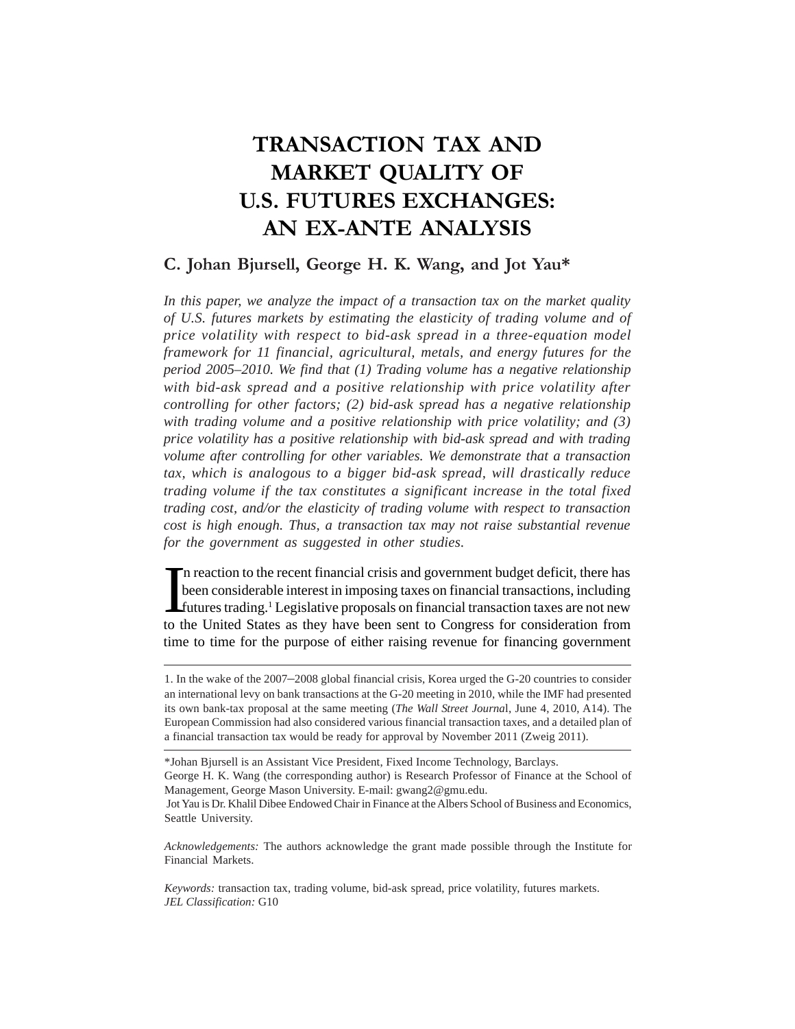# TRANSACTION TAX AND MARKET QUALITY OF U.S. FUTURES EXCHANGES: AN EX-ANTE ANALYSIS

**C. Johan Bjursell, George H. K. Wang, and Jot Yau***

*In this paper, we analyze the impact of a transaction tax on the market quality of U.S. futures markets by estimating the elasticity of trading volume and of price volatility with respect to bid-ask spread in a three-equation model framework for 11 financial, agricultural, metals, and energy futures for the period 2005–2010. We find that (1) Trading volume has a negative relationship with bid-ask spread and a positive relationship with price volatility after controlling for other factors; (2) bid-ask spread has a negative relationship with trading volume and a positive relationship with price volatility; and (3) price volatility has a positive relationship with bid-ask spread and with trading volume after controlling for other variables. We demonstrate that a transaction tax, which is analogous to a bigger bid-ask spread, will drastically reduce trading volume if the tax constitutes a significant increase in the total fixed trading cost, and/or the elasticity of trading volume with respect to transaction cost is high enough. Thus, a transaction tax may not raise substantial revenue for the government as suggested in other studies.*

In reaction to the recent financial crisis and government budget deficit, there has been considerable interest in imposing taxes on financial transactions, including futures trading.[1] Legislative proposals on financial transaction taxes are not new to the United States as they have been sent to Congress for consideration from time to time for the purpose of either raising revenue for financing government

---

1. In the wake of the 2007–2008 global financial crisis, Korea urged the G-20 countries to consider an international levy on bank transactions at the G-20 meeting in 2010, while the IMF had presented its own bank-tax proposal at the same meeting (*The Wall Street Journal*, June 4, 2010, A14). The European Commission had also considered various financial transaction taxes, and a detailed plan of a financial transaction tax would be ready for approval by November 2011 (Zweig 2011).

---

*Johan Bjursell is an Assistant Vice President, Fixed Income Technology, Barclays.

George H. K. Wang (the corresponding author) is Research Professor of Finance at the School of Management, George Mason University. E-mail: gwang2@gmu.edu.

Jot Yau is Dr. Khalil Dibee Endowed Chair in Finance at the Albers School of Business and Economics, Seattle University.

*Acknowledgements:* The authors acknowledge the grant made possible through the Institute for Financial Markets.

*Keywords:* transaction tax, trading volume, bid-ask spread, price volatility, futures markets.
*JEL Classification:* G10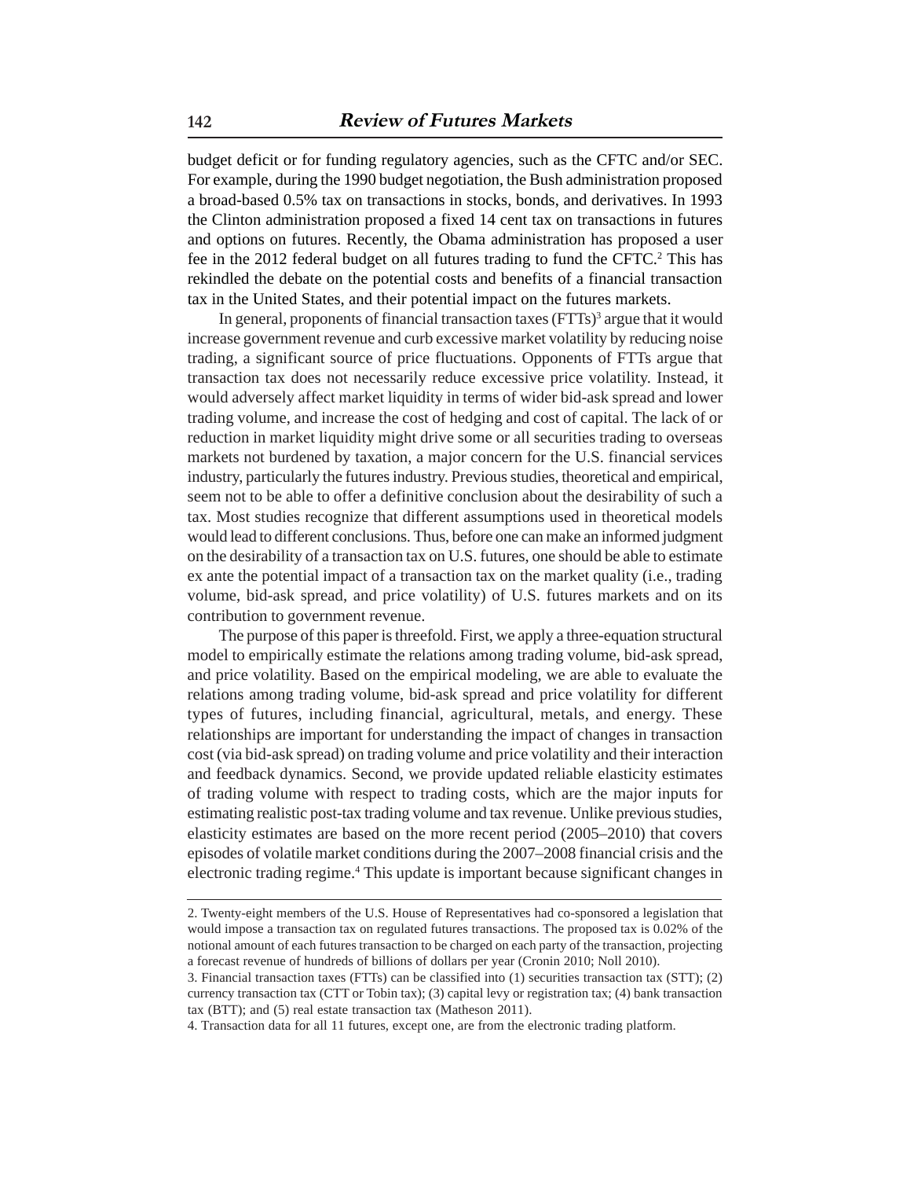budget deficit or for funding regulatory agencies, such as the CFTC and/or SEC. For example, during the 1990 budget negotiation, the Bush administration proposed a broad-based 0.5% tax on transactions in stocks, bonds, and derivatives. In 1993 the Clinton administration proposed a fixed 14 cent tax on transactions in futures and options on futures. Recently, the Obama administration has proposed a user fee in the 2012 federal budget on all futures trading to fund the CFTC.[2] This has rekindled the debate on the potential costs and benefits of a financial transaction tax in the United States, and their potential impact on the futures markets.

In general, proponents of financial transaction taxes (FTTs)[3] argue that it would increase government revenue and curb excessive market volatility by reducing noise trading, a significant source of price fluctuations. Opponents of FTTs argue that transaction tax does not necessarily reduce excessive price volatility. Instead, it would adversely affect market liquidity in terms of wider bid-ask spread and lower trading volume, and increase the cost of hedging and cost of capital. The lack of or reduction in market liquidity might drive some or all securities trading to overseas markets not burdened by taxation, a major concern for the U.S. financial services industry, particularly the futures industry. Previous studies, theoretical and empirical, seem not to be able to offer a definitive conclusion about the desirability of such a tax. Most studies recognize that different assumptions used in theoretical models would lead to different conclusions. Thus, before one can make an informed judgment on the desirability of a transaction tax on U.S. futures, one should be able to estimate ex ante the potential impact of a transaction tax on the market quality (i.e., trading volume, bid-ask spread, and price volatility) of U.S. futures markets and on its contribution to government revenue.

The purpose of this paper is threefold. First, we apply a three-equation structural model to empirically estimate the relations among trading volume, bid-ask spread, and price volatility. Based on the empirical modeling, we are able to evaluate the relations among trading volume, bid-ask spread and price volatility for different types of futures, including financial, agricultural, metals, and energy. These relationships are important for understanding the impact of changes in transaction cost (via bid-ask spread) on trading volume and price volatility and their interaction and feedback dynamics. Second, we provide updated reliable elasticity estimates of trading volume with respect to trading costs, which are the major inputs for estimating realistic post-tax trading volume and tax revenue. Unlike previous studies, elasticity estimates are based on the more recent period (2005–2010) that covers episodes of volatile market conditions during the 2007–2008 financial crisis and the electronic trading regime.[4] This update is important because significant changes in

---

2. Twenty-eight members of the U.S. House of Representatives had co-sponsored a legislation that would impose a transaction tax on regulated futures transactions. The proposed tax is 0.02% of the notional amount of each futures transaction to be charged on each party of the transaction, projecting a forecast revenue of hundreds of billions of dollars per year (Cronin 2010; Noll 2010).

3. Financial transaction taxes (FTTs) can be classified into (1) securities transaction tax (STT); (2) currency transaction tax (CTT or Tobin tax); (3) capital levy or registration tax; (4) bank transaction tax (BTT); and (5) real estate transaction tax (Matheson 2011).

4. Transaction data for all 11 futures, except one, are from the electronic trading platform.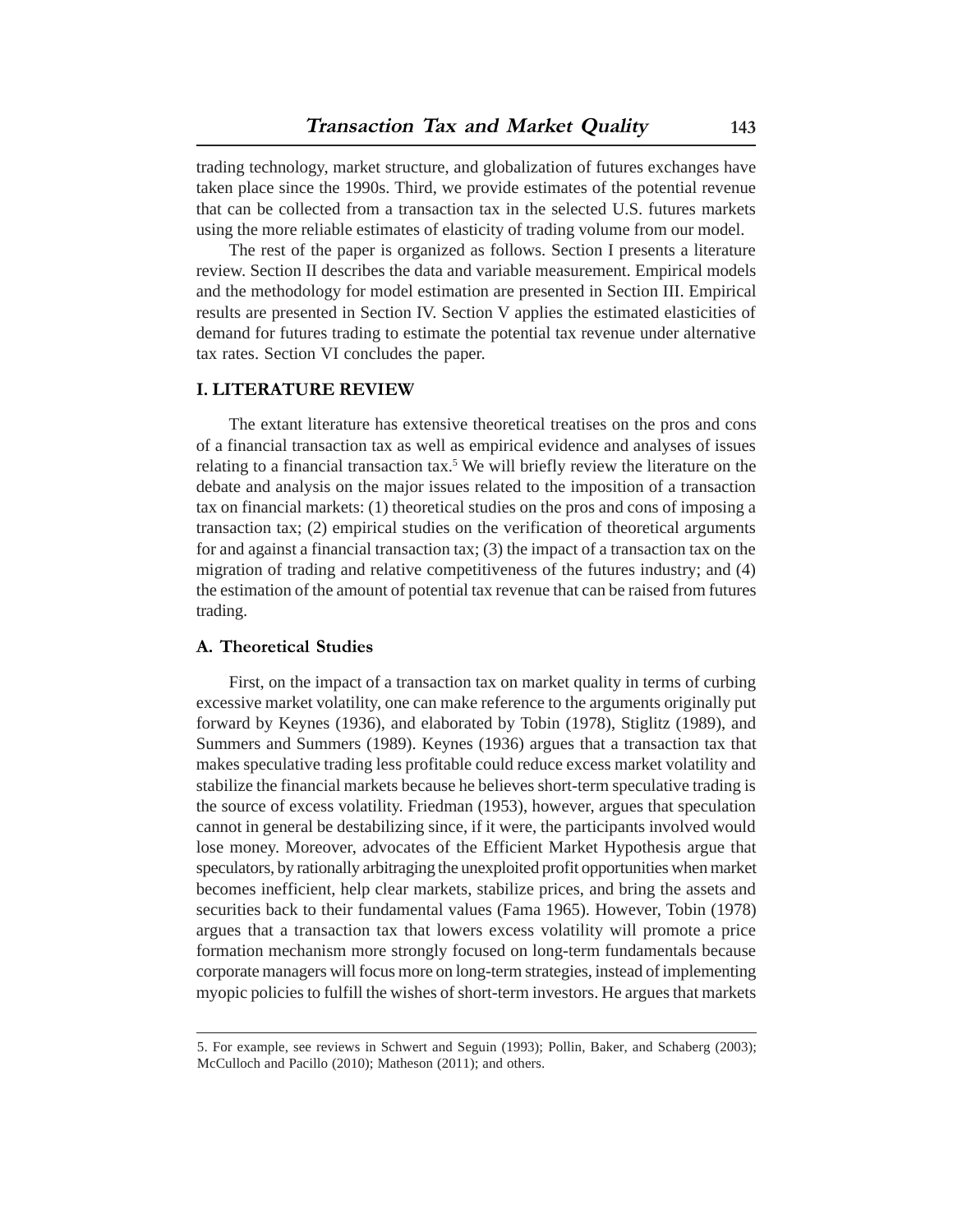trading technology, market structure, and globalization of futures exchanges have taken place since the 1990s. Third, we provide estimates of the potential revenue that can be collected from a transaction tax in the selected U.S. futures markets using the more reliable estimates of elasticity of trading volume from our model.

The rest of the paper is organized as follows. Section I presents a literature review. Section II describes the data and variable measurement. Empirical models and the methodology for model estimation are presented in Section III. Empirical results are presented in Section IV. Section V applies the estimated elasticities of demand for futures trading to estimate the potential tax revenue under alternative tax rates. Section VI concludes the paper.

## I. LITERATURE REVIEW

The extant literature has extensive theoretical treatises on the pros and cons of a financial transaction tax as well as empirical evidence and analyses of issues relating to a financial transaction tax.[5] We will briefly review the literature on the debate and analysis on the major issues related to the imposition of a transaction tax on financial markets: (1) theoretical studies on the pros and cons of imposing a transaction tax; (2) empirical studies on the verification of theoretical arguments for and against a financial transaction tax; (3) the impact of a transaction tax on the migration of trading and relative competitiveness of the futures industry; and (4) the estimation of the amount of potential tax revenue that can be raised from futures trading.

### A. Theoretical Studies

First, on the impact of a transaction tax on market quality in terms of curbing excessive market volatility, one can make reference to the arguments originally put forward by Keynes (1936), and elaborated by Tobin (1978), Stiglitz (1989), and Summers and Summers (1989). Keynes (1936) argues that a transaction tax that makes speculative trading less profitable could reduce excess market volatility and stabilize the financial markets because he believes short-term speculative trading is the source of excess volatility. Friedman (1953), however, argues that speculation cannot in general be destabilizing since, if it were, the participants involved would lose money. Moreover, advocates of the Efficient Market Hypothesis argue that speculators, by rationally arbitraging the unexploited profit opportunities when market becomes inefficient, help clear markets, stabilize prices, and bring the assets and securities back to their fundamental values (Fama 1965). However, Tobin (1978) argues that a transaction tax that lowers excess volatility will promote a price formation mechanism more strongly focused on long-term fundamentals because corporate managers will focus more on long-term strategies, instead of implementing myopic policies to fulfill the wishes of short-term investors. He argues that markets

5. For example, see reviews in Schwert and Seguin (1993); Pollin, Baker, and Schaberg (2003); McCulloch and Pacillo (2010); Matheson (2011); and others.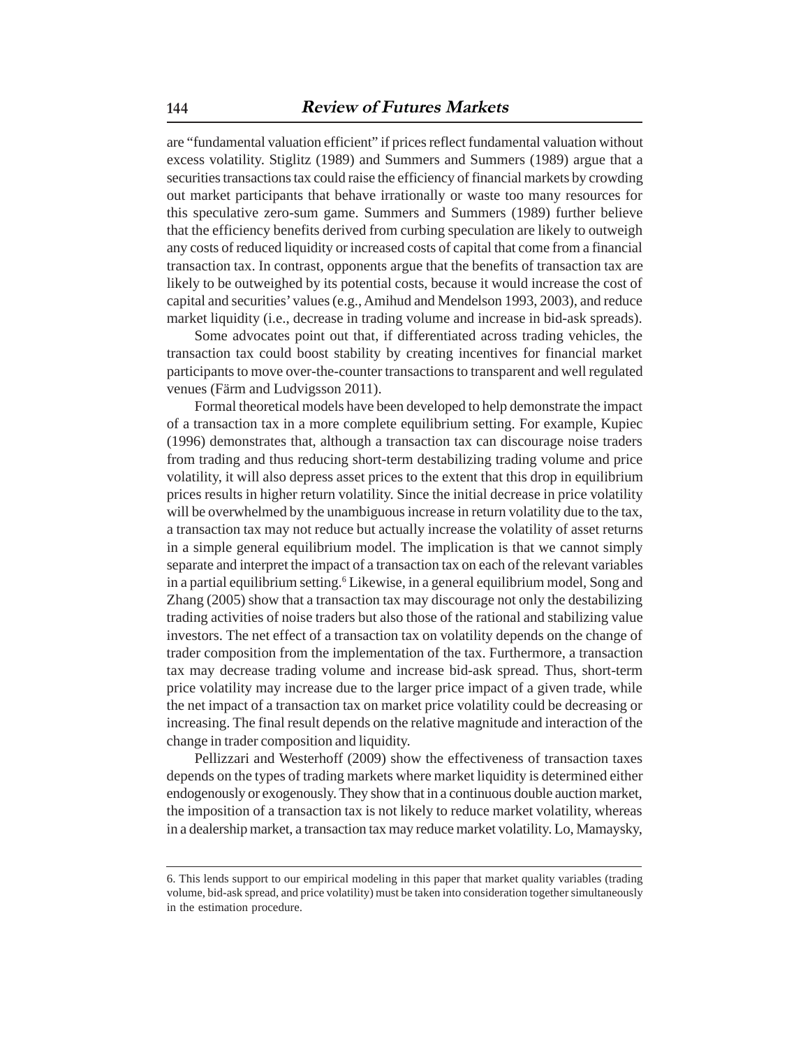are "fundamental valuation efficient" if prices reflect fundamental valuation without excess volatility. Stiglitz (1989) and Summers and Summers (1989) argue that a securities transactions tax could raise the efficiency of financial markets by crowding out market participants that behave irrationally or waste too many resources for this speculative zero-sum game. Summers and Summers (1989) further believe that the efficiency benefits derived from curbing speculation are likely to outweigh any costs of reduced liquidity or increased costs of capital that come from a financial transaction tax. In contrast, opponents argue that the benefits of transaction tax are likely to be outweighed by its potential costs, because it would increase the cost of capital and securities' values (e.g., Amihud and Mendelson 1993, 2003), and reduce market liquidity (i.e., decrease in trading volume and increase in bid-ask spreads).

Some advocates point out that, if differentiated across trading vehicles, the transaction tax could boost stability by creating incentives for financial market participants to move over-the-counter transactions to transparent and well regulated venues (Färm and Ludvigsson 2011).

Formal theoretical models have been developed to help demonstrate the impact of a transaction tax in a more complete equilibrium setting. For example, Kupiec (1996) demonstrates that, although a transaction tax can discourage noise traders from trading and thus reducing short-term destabilizing trading volume and price volatility, it will also depress asset prices to the extent that this drop in equilibrium prices results in higher return volatility. Since the initial decrease in price volatility will be overwhelmed by the unambiguous increase in return volatility due to the tax, a transaction tax may not reduce but actually increase the volatility of asset returns in a simple general equilibrium model. The implication is that we cannot simply separate and interpret the impact of a transaction tax on each of the relevant variables in a partial equilibrium setting.[6] Likewise, in a general equilibrium model, Song and Zhang (2005) show that a transaction tax may discourage not only the destabilizing trading activities of noise traders but also those of the rational and stabilizing value investors. The net effect of a transaction tax on volatility depends on the change of trader composition from the implementation of the tax. Furthermore, a transaction tax may decrease trading volume and increase bid-ask spread. Thus, short-term price volatility may increase due to the larger price impact of a given trade, while the net impact of a transaction tax on market price volatility could be decreasing or increasing. The final result depends on the relative magnitude and interaction of the change in trader composition and liquidity.

Pellizzari and Westerhoff (2009) show the effectiveness of transaction taxes depends on the types of trading markets where market liquidity is determined either endogenously or exogenously. They show that in a continuous double auction market, the imposition of a transaction tax is not likely to reduce market volatility, whereas in a dealership market, a transaction tax may reduce market volatility. Lo, Mamaysky,

---

6. This lends support to our empirical modeling in this paper that market quality variables (trading volume, bid-ask spread, and price volatility) must be taken into consideration together simultaneously in the estimation procedure.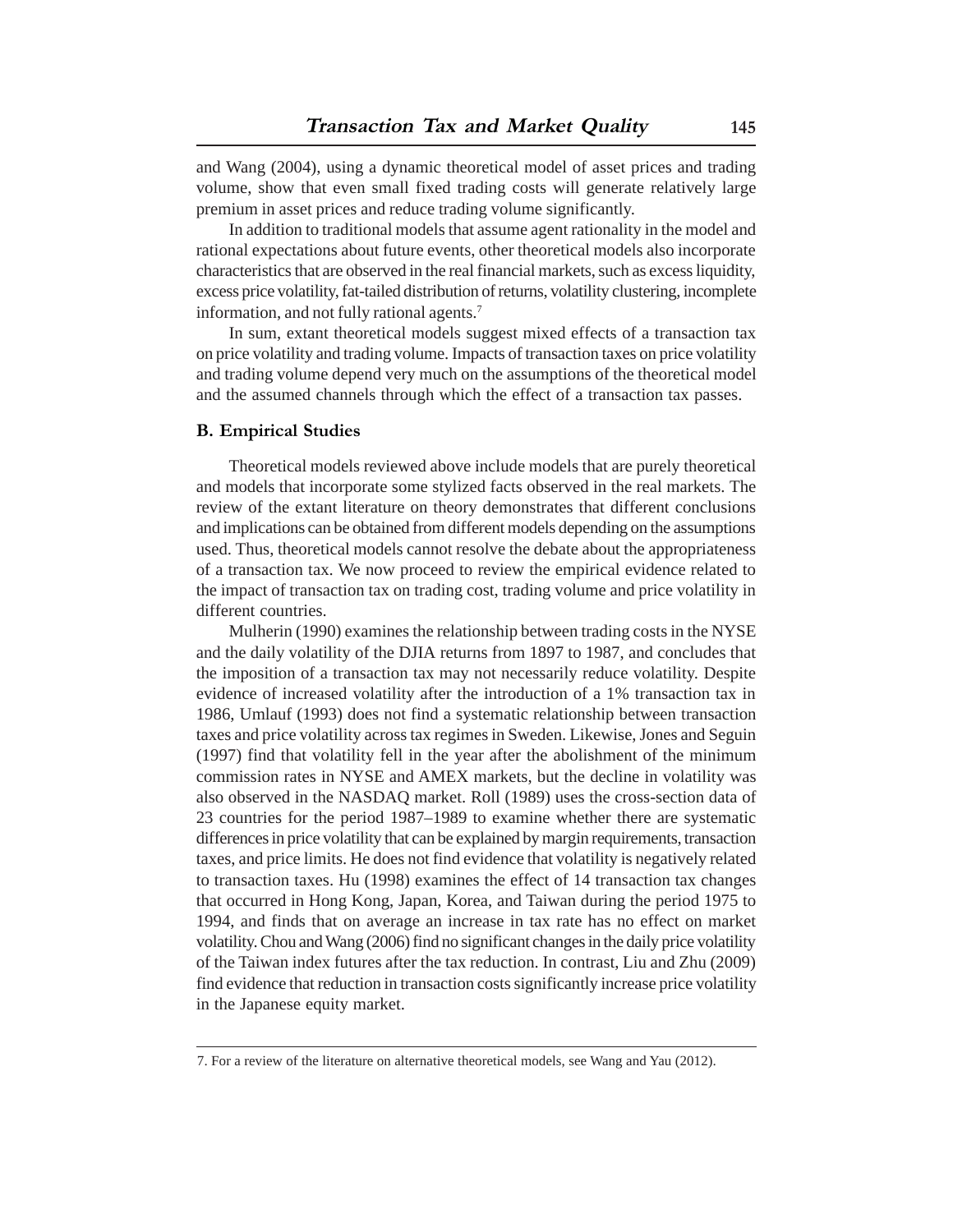and Wang (2004), using a dynamic theoretical model of asset prices and trading volume, show that even small fixed trading costs will generate relatively large premium in asset prices and reduce trading volume significantly.

In addition to traditional models that assume agent rationality in the model and rational expectations about future events, other theoretical models also incorporate characteristics that are observed in the real financial markets, such as excess liquidity, excess price volatility, fat-tailed distribution of returns, volatility clustering, incomplete information, and not fully rational agents.[7]

In sum, extant theoretical models suggest mixed effects of a transaction tax on price volatility and trading volume. Impacts of transaction taxes on price volatility and trading volume depend very much on the assumptions of the theoretical model and the assumed channels through which the effect of a transaction tax passes.

### B. Empirical Studies

Theoretical models reviewed above include models that are purely theoretical and models that incorporate some stylized facts observed in the real markets. The review of the extant literature on theory demonstrates that different conclusions and implications can be obtained from different models depending on the assumptions used. Thus, theoretical models cannot resolve the debate about the appropriateness of a transaction tax. We now proceed to review the empirical evidence related to the impact of transaction tax on trading cost, trading volume and price volatility in different countries.

Mulherin (1990) examines the relationship between trading costs in the NYSE and the daily volatility of the DJIA returns from 1897 to 1987, and concludes that the imposition of a transaction tax may not necessarily reduce volatility. Despite evidence of increased volatility after the introduction of a 1% transaction tax in 1986, Umlauf (1993) does not find a systematic relationship between transaction taxes and price volatility across tax regimes in Sweden. Likewise, Jones and Seguin (1997) find that volatility fell in the year after the abolishment of the minimum commission rates in NYSE and AMEX markets, but the decline in volatility was also observed in the NASDAQ market. Roll (1989) uses the cross-section data of 23 countries for the period 1987–1989 to examine whether there are systematic differences in price volatility that can be explained by margin requirements, transaction taxes, and price limits. He does not find evidence that volatility is negatively related to transaction taxes. Hu (1998) examines the effect of 14 transaction tax changes that occurred in Hong Kong, Japan, Korea, and Taiwan during the period 1975 to 1994, and finds that on average an increase in tax rate has no effect on market volatility. Chou and Wang (2006) find no significant changes in the daily price volatility of the Taiwan index futures after the tax reduction. In contrast, Liu and Zhu (2009) find evidence that reduction in transaction costs significantly increase price volatility in the Japanese equity market.

---

7. For a review of the literature on alternative theoretical models, see Wang and Yau (2012).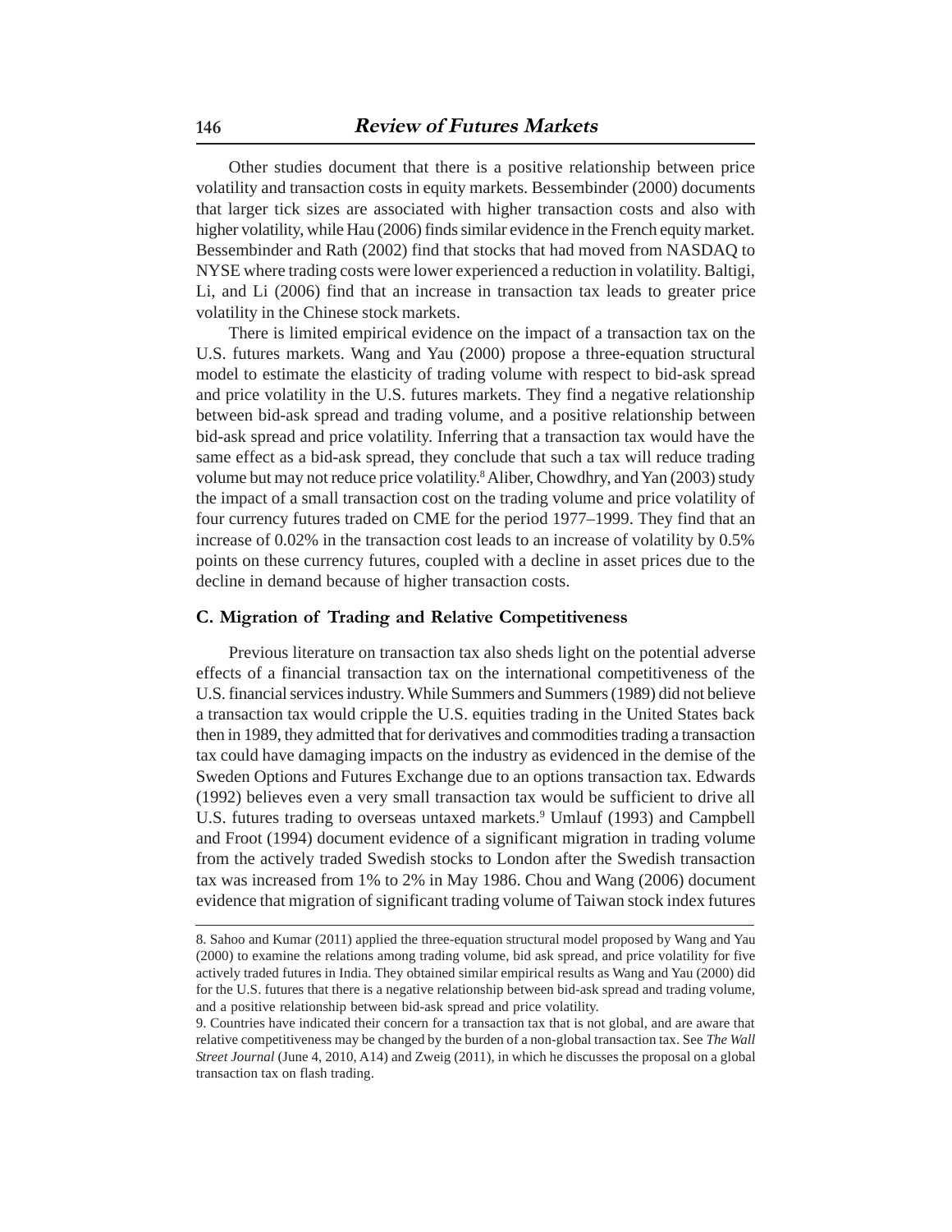Other studies document that there is a positive relationship between price volatility and transaction costs in equity markets. Bessembinder (2000) documents that larger tick sizes are associated with higher transaction costs and also with higher volatility, while Hau (2006) finds similar evidence in the French equity market. Bessembinder and Rath (2002) find that stocks that had moved from NASDAQ to NYSE where trading costs were lower experienced a reduction in volatility. Baltigi, Li, and Li (2006) find that an increase in transaction tax leads to greater price volatility in the Chinese stock markets.

There is limited empirical evidence on the impact of a transaction tax on the U.S. futures markets. Wang and Yau (2000) propose a three-equation structural model to estimate the elasticity of trading volume with respect to bid-ask spread and price volatility in the U.S. futures markets. They find a negative relationship between bid-ask spread and trading volume, and a positive relationship between bid-ask spread and price volatility. Inferring that a transaction tax would have the same effect as a bid-ask spread, they conclude that such a tax will reduce trading volume but may not reduce price volatility.[8] Aliber, Chowdhry, and Yan (2003) study the impact of a small transaction cost on the trading volume and price volatility of four currency futures traded on CME for the period 1977–1999. They find that an increase of 0.02% in the transaction cost leads to an increase of volatility by 0.5% points on these currency futures, coupled with a decline in asset prices due to the decline in demand because of higher transaction costs.

### C. Migration of Trading and Relative Competitiveness

Previous literature on transaction tax also sheds light on the potential adverse effects of a financial transaction tax on the international competitiveness of the U.S. financial services industry. While Summers and Summers (1989) did not believe a transaction tax would cripple the U.S. equities trading in the United States back then in 1989, they admitted that for derivatives and commodities trading a transaction tax could have damaging impacts on the industry as evidenced in the demise of the Sweden Options and Futures Exchange due to an options transaction tax. Edwards (1992) believes even a very small transaction tax would be sufficient to drive all U.S. futures trading to overseas untaxed markets.[9] Umlauf (1993) and Campbell and Froot (1994) document evidence of a significant migration in trading volume from the actively traded Swedish stocks to London after the Swedish transaction tax was increased from 1% to 2% in May 1986. Chou and Wang (2006) document evidence that migration of significant trading volume of Taiwan stock index futures

---

8. Sahoo and Kumar (2011) applied the three-equation structural model proposed by Wang and Yau (2000) to examine the relations among trading volume, bid ask spread, and price volatility for five actively traded futures in India. They obtained similar empirical results as Wang and Yau (2000) did for the U.S. futures that there is a negative relationship between bid-ask spread and trading volume, and a positive relationship between bid-ask spread and price volatility.

9. Countries have indicated their concern for a transaction tax that is not global, and are aware that relative competitiveness may be changed by the burden of a non-global transaction tax. See *The Wall Street Journal* (June 4, 2010, A14) and Zweig (2011), in which he discusses the proposal on a global transaction tax on flash trading.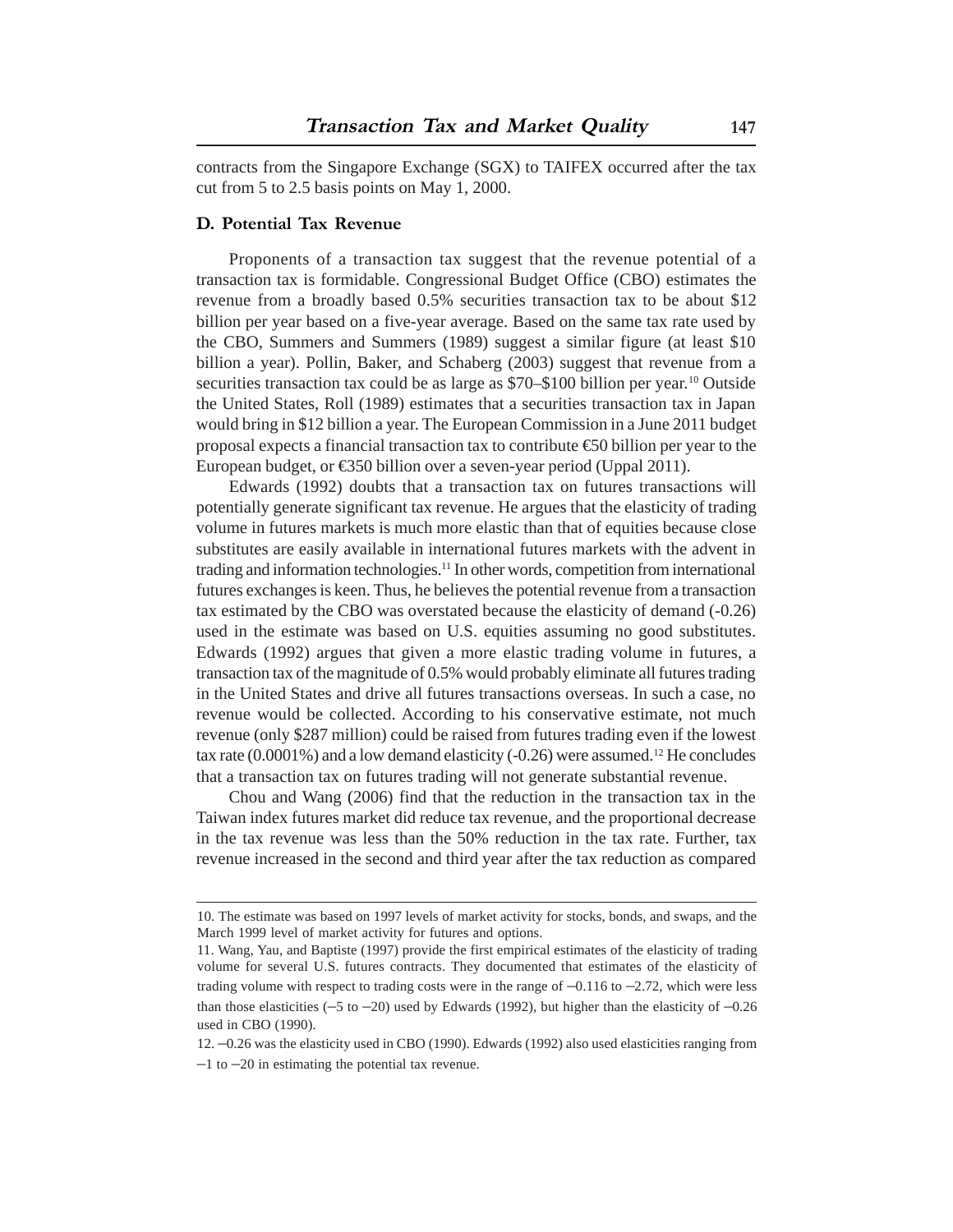contracts from the Singapore Exchange (SGX) to TAIFEX occurred after the tax cut from 5 to 2.5 basis points on May 1, 2000.

### D. Potential Tax Revenue

Proponents of a transaction tax suggest that the revenue potential of a transaction tax is formidable. Congressional Budget Office (CBO) estimates the revenue from a broadly based 0.5% securities transaction tax to be about $12 billion per year based on a five-year average. Based on the same tax rate used by the CBO, Summers and Summers (1989) suggest a similar figure (at least $10 billion a year). Pollin, Baker, and Schaberg (2003) suggest that revenue from a securities transaction tax could be as large as $70–$100 billion per year.[10] Outside the United States, Roll (1989) estimates that a securities transaction tax in Japan would bring in $12 billion a year. The European Commission in a June 2011 budget proposal expects a financial transaction tax to contribute €50 billion per year to the European budget, or €350 billion over a seven-year period (Uppal 2011).

Edwards (1992) doubts that a transaction tax on futures transactions will potentially generate significant tax revenue. He argues that the elasticity of trading volume in futures markets is much more elastic than that of equities because close substitutes are easily available in international futures markets with the advent in trading and information technologies.[11] In other words, competition from international futures exchanges is keen. Thus, he believes the potential revenue from a transaction tax estimated by the CBO was overstated because the elasticity of demand (-0.26) used in the estimate was based on U.S. equities assuming no good substitutes. Edwards (1992) argues that given a more elastic trading volume in futures, a transaction tax of the magnitude of 0.5% would probably eliminate all futures trading in the United States and drive all futures transactions overseas. In such a case, no revenue would be collected. According to his conservative estimate, not much revenue (only $287 million) could be raised from futures trading even if the lowest tax rate (0.0001%) and a low demand elasticity (-0.26) were assumed.[12] He concludes that a transaction tax on futures trading will not generate substantial revenue.

Chou and Wang (2006) find that the reduction in the transaction tax in the Taiwan index futures market did reduce tax revenue, and the proportional decrease in the tax revenue was less than the 50% reduction in the tax rate. Further, tax revenue increased in the second and third year after the tax reduction as compared

---

10. The estimate was based on 1997 levels of market activity for stocks, bonds, and swaps, and the March 1999 level of market activity for futures and options.

11. Wang, Yau, and Baptiste (1997) provide the first empirical estimates of the elasticity of trading volume for several U.S. futures contracts. They documented that estimates of the elasticity of trading volume with respect to trading costs were in the range of −0.116 to −2.72, which were less than those elasticities (−5 to −20) used by Edwards (1992), but higher than the elasticity of −0.26 used in CBO (1990).

12. −0.26 was the elasticity used in CBO (1990). Edwards (1992) also used elasticities ranging from −1 to −20 in estimating the potential tax revenue.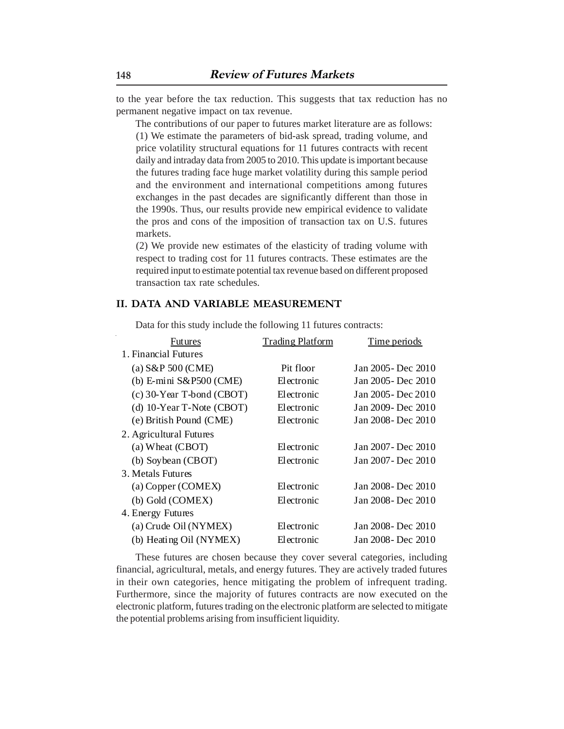to the year before the tax reduction. This suggests that tax reduction has no permanent negative impact on tax revenue.

The contributions of our paper to futures market literature are as follows:

(1) We estimate the parameters of bid-ask spread, trading volume, and price volatility structural equations for 11 futures contracts with recent daily and intraday data from 2005 to 2010. This update is important because the futures trading face huge market volatility during this sample period and the environment and international competitions among futures exchanges in the past decades are significantly different than those in the 1990s. Thus, our results provide new empirical evidence to validate the pros and cons of the imposition of transaction tax on U.S. futures markets.

(2) We provide new estimates of the elasticity of trading volume with respect to trading cost for 11 futures contracts. These estimates are the required input to estimate potential tax revenue based on different proposed transaction tax rate schedules.

## II. DATA AND VARIABLE MEASUREMENT

Data for this study include the following 11 futures contracts:

| Futures | Trading Platform | Time periods |
|---|---|---|
| 1. Financial Futures | | |
| (a) S&P 500 (CME) | Pit floor | Jan 2005- Dec 2010 |
| (b) E-mini S&P500 (CME) | Electronic | Jan 2005- Dec 2010 |
| (c) 30-Year T-bond (CBOT) | Electronic | Jan 2005- Dec 2010 |
| (d) 10-Year T-Note (CBOT) | Electronic | Jan 2009- Dec 2010 |
| (e) British Pound (CME) | Electronic | Jan 2008- Dec 2010 |
| 2. Agricultural Futures | | |
| (a) Wheat (CBOT) | Electronic | Jan 2007- Dec 2010 |
| (b) Soybean (CBOT) | Electronic | Jan 2007- Dec 2010 |
| 3. Metals Futures | | |
| (a) Copper (COMEX) | Electronic | Jan 2008- Dec 2010 |
| (b) Gold (COMEX) | Electronic | Jan 2008- Dec 2010 |
| 4. Energy Futures | | |
| (a) Crude Oil (NYMEX) | Electronic | Jan 2008- Dec 2010 |
| (b) Heating Oil (NYMEX) | Electronic | Jan 2008- Dec 2010 |

These futures are chosen because they cover several categories, including financial, agricultural, metals, and energy futures. They are actively traded futures in their own categories, hence mitigating the problem of infrequent trading. Furthermore, since the majority of futures contracts are now executed on the electronic platform, futures trading on the electronic platform are selected to mitigate the potential problems arising from insufficient liquidity.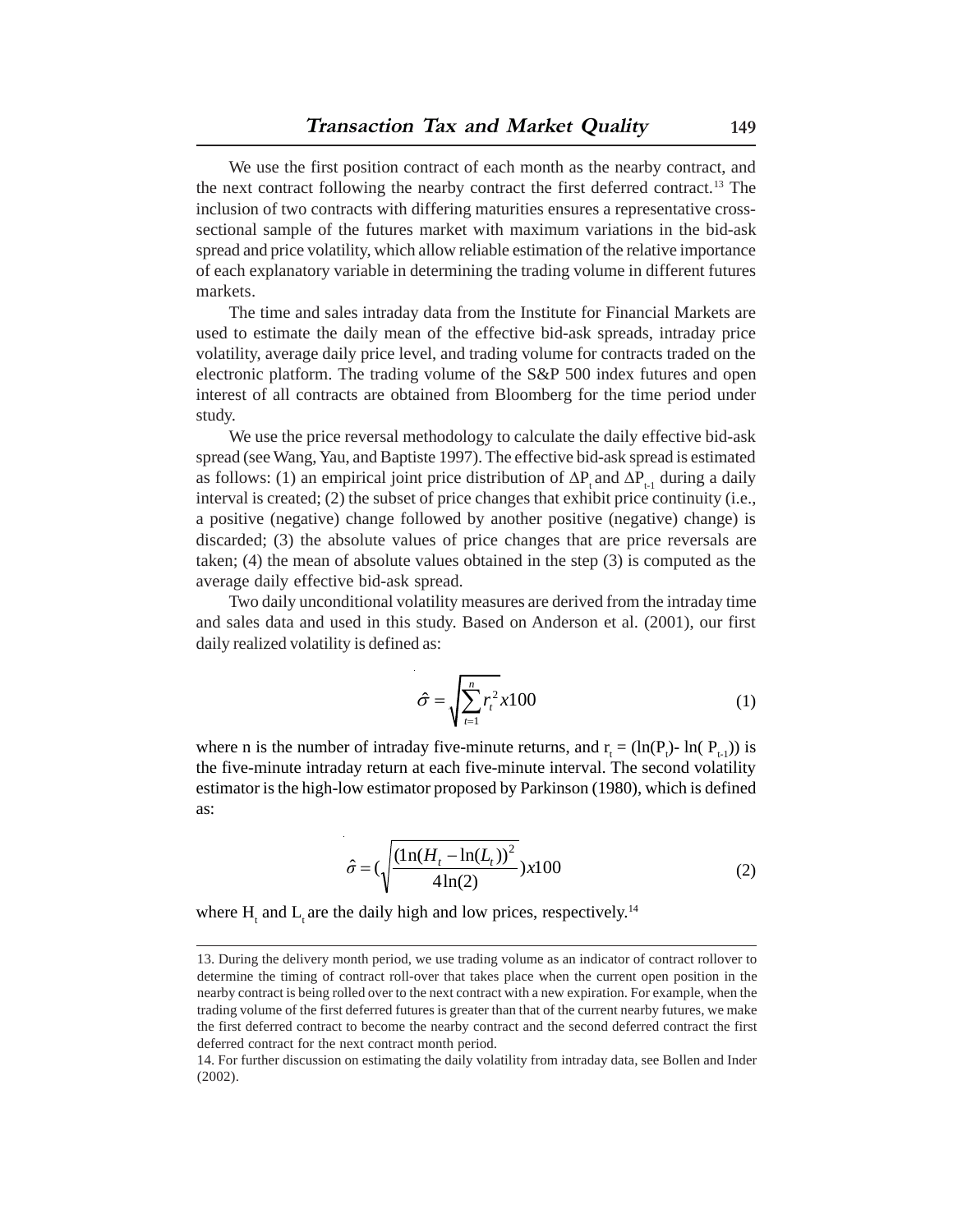We use the first position contract of each month as the nearby contract, and the next contract following the nearby contract the first deferred contract.[13] The inclusion of two contracts with differing maturities ensures a representative cross-sectional sample of the futures market with maximum variations in the bid-ask spread and price volatility, which allow reliable estimation of the relative importance of each explanatory variable in determining the trading volume in different futures markets.

The time and sales intraday data from the Institute for Financial Markets are used to estimate the daily mean of the effective bid-ask spreads, intraday price volatility, average daily price level, and trading volume for contracts traded on the electronic platform. The trading volume of the S&P 500 index futures and open interest of all contracts are obtained from Bloomberg for the time period under study.

We use the price reversal methodology to calculate the daily effective bid-ask spread (see Wang, Yau, and Baptiste 1997). The effective bid-ask spread is estimated as follows: (1) an empirical joint price distribution of $\Delta P_t$ and $\Delta P_{t-1}$ during a daily interval is created; (2) the subset of price changes that exhibit price continuity (i.e., a positive (negative) change followed by another positive (negative) change) is discarded; (3) the absolute values of price changes that are price reversals are taken; (4) the mean of absolute values obtained in the step (3) is computed as the average daily effective bid-ask spread.

Two daily unconditional volatility measures are derived from the intraday time and sales data and used in this study. Based on Anderson et al. (2001), our first daily realized volatility is defined as:

$$\hat{\sigma} = \sqrt{\sum_{t=1}^{n} r_t^2}\, x100 \tag{1}$$

where n is the number of intraday five-minute returns, and $r_t = (\ln(P_t) - \ln(P_{t-1}))$ is the five-minute intraday return at each five-minute interval. The second volatility estimator is the high-low estimator proposed by Parkinson (1980), which is defined as:

$$\hat{\sigma} = \left(\sqrt{\frac{(1\text{n}(H_t - \ln(L_t))^2}{4\ln(2)}}\right) x100 \tag{2}$$

where $H_t$ and $L_t$ are the daily high and low prices, respectively.[14]

---

13. During the delivery month period, we use trading volume as an indicator of contract rollover to determine the timing of contract roll-over that takes place when the current open position in the nearby contract is being rolled over to the next contract with a new expiration. For example, when the trading volume of the first deferred futures is greater than that of the current nearby futures, we make the first deferred contract to become the nearby contract and the second deferred contract the first deferred contract for the next contract month period.

14. For further discussion on estimating the daily volatility from intraday data, see Bollen and Inder (2002).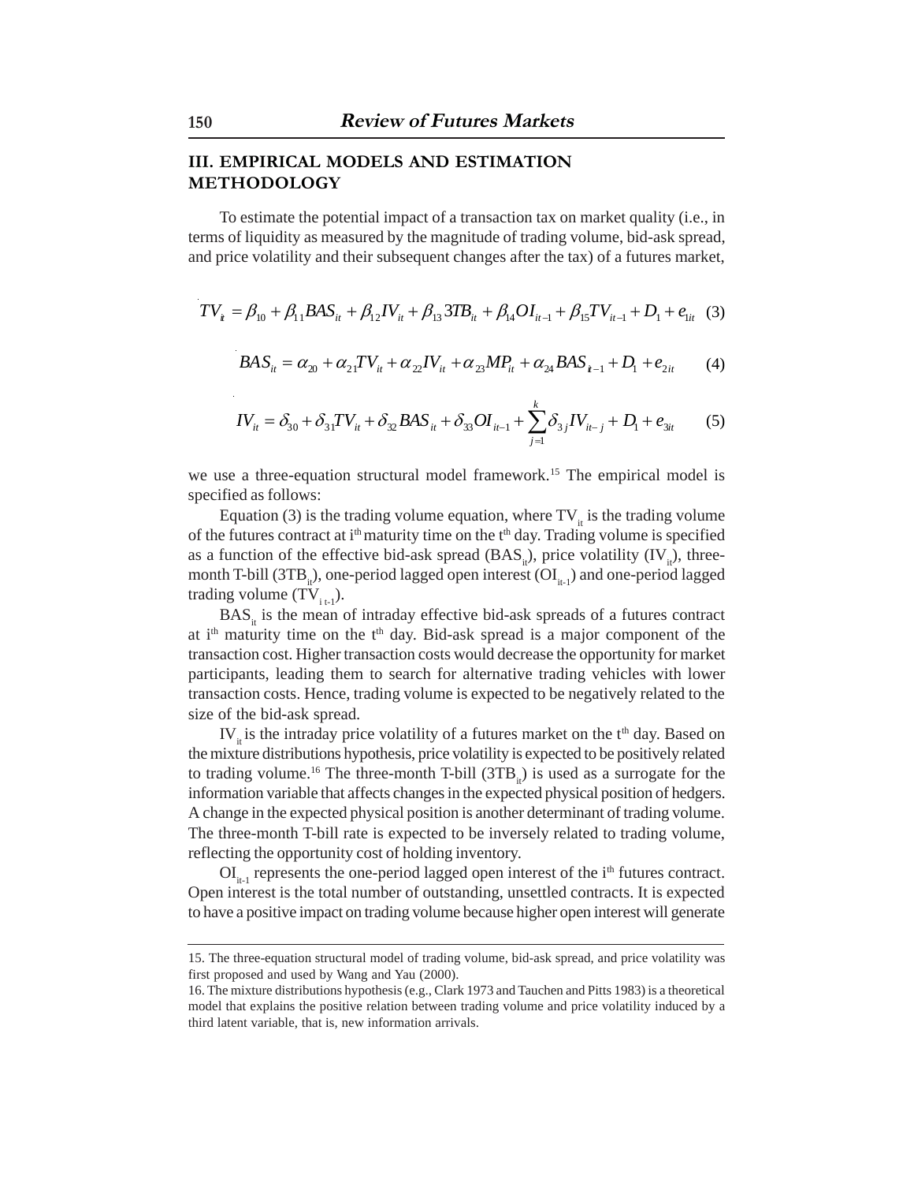## III. EMPIRICAL MODELS AND ESTIMATION METHODOLOGY

To estimate the potential impact of a transaction tax on market quality (i.e., in terms of liquidity as measured by the magnitude of trading volume, bid-ask spread, and price volatility and their subsequent changes after the tax) of a futures market,

$$TV_{it} = \beta_{10} + \beta_{11}BAS_{it} + \beta_{12}IV_{it} + \beta_{13}3TB_{it} + \beta_{14}OI_{it-1} + \beta_{15}TV_{it-1} + D_1 + e_{1it} \quad (3)$$

$$BAS_{it} = \alpha_{20} + \alpha_{21}TV_{it} + \alpha_{22}IV_{it} + \alpha_{23}MP_{it} + \alpha_{24}BAS_{it-1} + D_1 + e_{2it} \quad (4)$$

$$IV_{it} = \delta_{30} + \delta_{31}TV_{it} + \delta_{32}BAS_{it} + \delta_{33}OI_{it-1} + \sum_{j=1}^{k}\delta_{3j}IV_{it-j} + D_1 + e_{3it} \quad (5)$$

we use a three-equation structural model framework.[15] The empirical model is specified as follows:

Equation (3) is the trading volume equation, where $TV_{it}$ is the trading volume of the futures contract at $i^{th}$ maturity time on the $t^{th}$ day. Trading volume is specified as a function of the effective bid-ask spread ($BAS_{it}$), price volatility ($IV_{it}$), three-month T-bill ($3TB_{it}$), one-period lagged open interest ($OI_{it-1}$) and one-period lagged trading volume ($TV_{i\,t-1}$).

$BAS_{it}$ is the mean of intraday effective bid-ask spreads of a futures contract at $i^{th}$ maturity time on the $t^{th}$ day. Bid-ask spread is a major component of the transaction cost. Higher transaction costs would decrease the opportunity for market participants, leading them to search for alternative trading vehicles with lower transaction costs. Hence, trading volume is expected to be negatively related to the size of the bid-ask spread.

$IV_{it}$ is the intraday price volatility of a futures market on the $t^{th}$ day. Based on the mixture distributions hypothesis, price volatility is expected to be positively related to trading volume.[16] The three-month T-bill ($3TB_{it}$) is used as a surrogate for the information variable that affects changes in the expected physical position of hedgers. A change in the expected physical position is another determinant of trading volume. The three-month T-bill rate is expected to be inversely related to trading volume, reflecting the opportunity cost of holding inventory.

$OI_{it-1}$ represents the one-period lagged open interest of the $i^{th}$ futures contract. Open interest is the total number of outstanding, unsettled contracts. It is expected to have a positive impact on trading volume because higher open interest will generate

---

15. The three-equation structural model of trading volume, bid-ask spread, and price volatility was first proposed and used by Wang and Yau (2000).

16. The mixture distributions hypothesis (e.g., Clark 1973 and Tauchen and Pitts 1983) is a theoretical model that explains the positive relation between trading volume and price volatility induced by a third latent variable, that is, new information arrivals.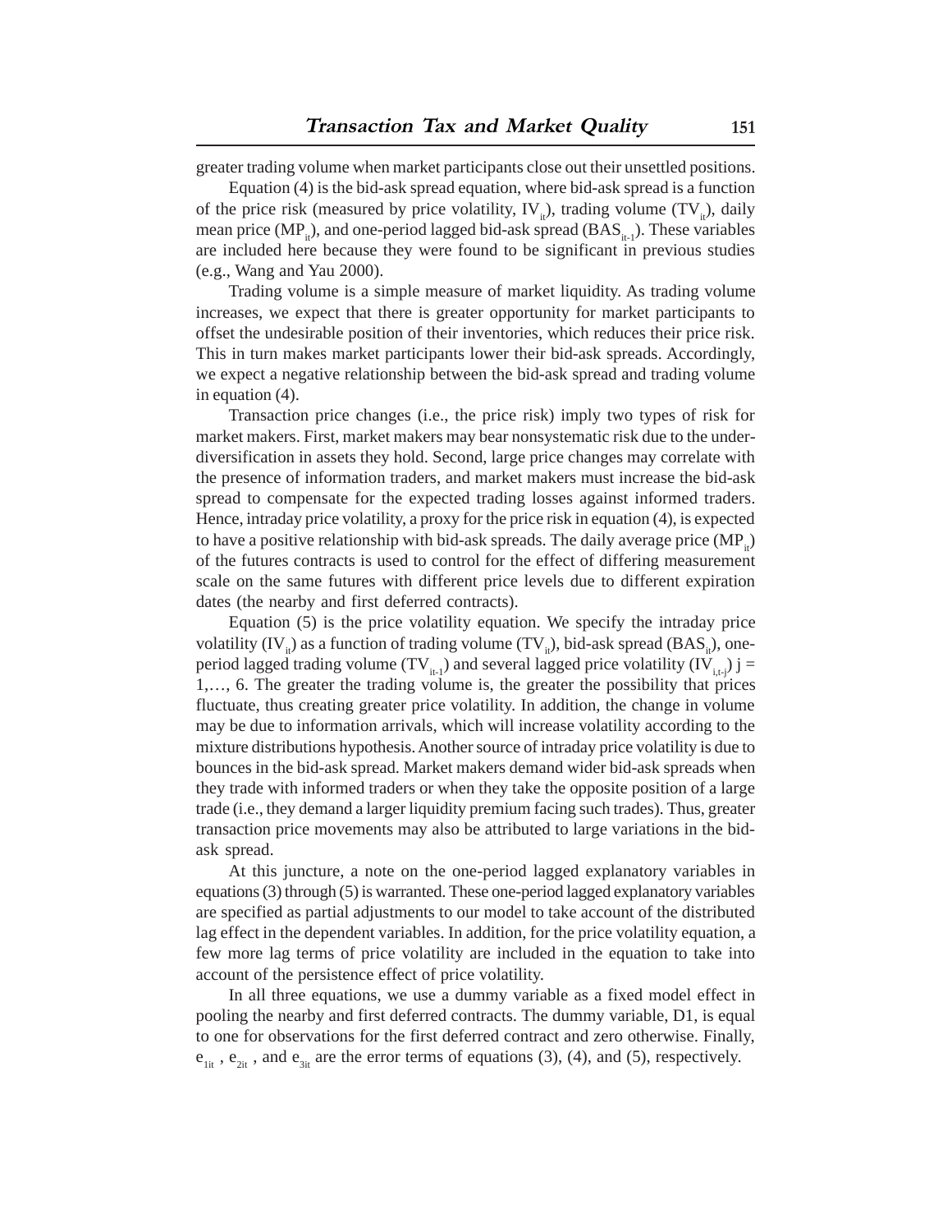greater trading volume when market participants close out their unsettled positions.

Equation (4) is the bid-ask spread equation, where bid-ask spread is a function of the price risk (measured by price volatility, $IV_{it}$), trading volume ($TV_{it}$), daily mean price ($MP_{it}$), and one-period lagged bid-ask spread ($BAS_{it-1}$). These variables are included here because they were found to be significant in previous studies (e.g., Wang and Yau 2000).

Trading volume is a simple measure of market liquidity. As trading volume increases, we expect that there is greater opportunity for market participants to offset the undesirable position of their inventories, which reduces their price risk. This in turn makes market participants lower their bid-ask spreads. Accordingly, we expect a negative relationship between the bid-ask spread and trading volume in equation (4).

Transaction price changes (i.e., the price risk) imply two types of risk for market makers. First, market makers may bear nonsystematic risk due to the under-diversification in assets they hold. Second, large price changes may correlate with the presence of information traders, and market makers must increase the bid-ask spread to compensate for the expected trading losses against informed traders. Hence, intraday price volatility, a proxy for the price risk in equation (4), is expected to have a positive relationship with bid-ask spreads. The daily average price ($MP_{it}$) of the futures contracts is used to control for the effect of differing measurement scale on the same futures with different price levels due to different expiration dates (the nearby and first deferred contracts).

Equation (5) is the price volatility equation. We specify the intraday price volatility ($IV_{it}$) as a function of trading volume ($TV_{it}$), bid-ask spread ($BAS_{it}$), one-period lagged trading volume ($TV_{it-1}$) and several lagged price volatility ($IV_{i,t-j}$) $j = 1, \ldots, 6$. The greater the trading volume is, the greater the possibility that prices fluctuate, thus creating greater price volatility. In addition, the change in volume may be due to information arrivals, which will increase volatility according to the mixture distributions hypothesis. Another source of intraday price volatility is due to bounces in the bid-ask spread. Market makers demand wider bid-ask spreads when they trade with informed traders or when they take the opposite position of a large trade (i.e., they demand a larger liquidity premium facing such trades). Thus, greater transaction price movements may also be attributed to large variations in the bid-ask spread.

At this juncture, a note on the one-period lagged explanatory variables in equations (3) through (5) is warranted. These one-period lagged explanatory variables are specified as partial adjustments to our model to take account of the distributed lag effect in the dependent variables. In addition, for the price volatility equation, a few more lag terms of price volatility are included in the equation to take into account of the persistence effect of price volatility.

In all three equations, we use a dummy variable as a fixed model effect in pooling the nearby and first deferred contracts. The dummy variable, D1, is equal to one for observations for the first deferred contract and zero otherwise. Finally, $e_{1it}$, $e_{2it}$, and $e_{3it}$ are the error terms of equations (3), (4), and (5), respectively.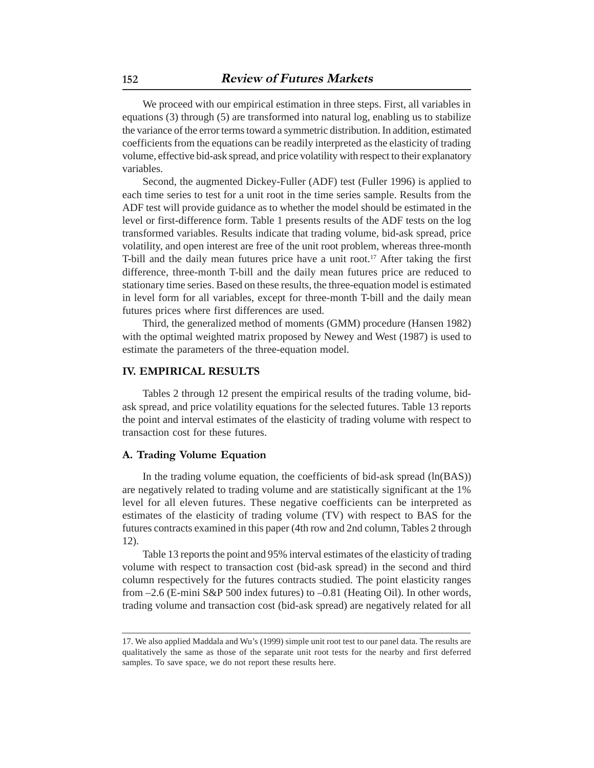We proceed with our empirical estimation in three steps. First, all variables in equations (3) through (5) are transformed into natural log, enabling us to stabilize the variance of the error terms toward a symmetric distribution. In addition, estimated coefficients from the equations can be readily interpreted as the elasticity of trading volume, effective bid-ask spread, and price volatility with respect to their explanatory variables.

Second, the augmented Dickey-Fuller (ADF) test (Fuller 1996) is applied to each time series to test for a unit root in the time series sample. Results from the ADF test will provide guidance as to whether the model should be estimated in the level or first-difference form. Table 1 presents results of the ADF tests on the log transformed variables. Results indicate that trading volume, bid-ask spread, price volatility, and open interest are free of the unit root problem, whereas three-month T-bill and the daily mean futures price have a unit root.[17] After taking the first difference, three-month T-bill and the daily mean futures price are reduced to stationary time series. Based on these results, the three-equation model is estimated in level form for all variables, except for three-month T-bill and the daily mean futures prices where first differences are used.

Third, the generalized method of moments (GMM) procedure (Hansen 1982) with the optimal weighted matrix proposed by Newey and West (1987) is used to estimate the parameters of the three-equation model.

## IV. EMPIRICAL RESULTS

Tables 2 through 12 present the empirical results of the trading volume, bid-ask spread, and price volatility equations for the selected futures. Table 13 reports the point and interval estimates of the elasticity of trading volume with respect to transaction cost for these futures.

### A. Trading Volume Equation

In the trading volume equation, the coefficients of bid-ask spread (ln(BAS)) are negatively related to trading volume and are statistically significant at the 1% level for all eleven futures. These negative coefficients can be interpreted as estimates of the elasticity of trading volume (TV) with respect to BAS for the futures contracts examined in this paper (4th row and 2nd column, Tables 2 through 12).

Table 13 reports the point and 95% interval estimates of the elasticity of trading volume with respect to transaction cost (bid-ask spread) in the second and third column respectively for the futures contracts studied. The point elasticity ranges from –2.6 (E-mini S&P 500 index futures) to –0.81 (Heating Oil). In other words, trading volume and transaction cost (bid-ask spread) are negatively related for all

---

17. We also applied Maddala and Wu's (1999) simple unit root test to our panel data. The results are qualitatively the same as those of the separate unit root tests for the nearby and first deferred samples. To save space, we do not report these results here.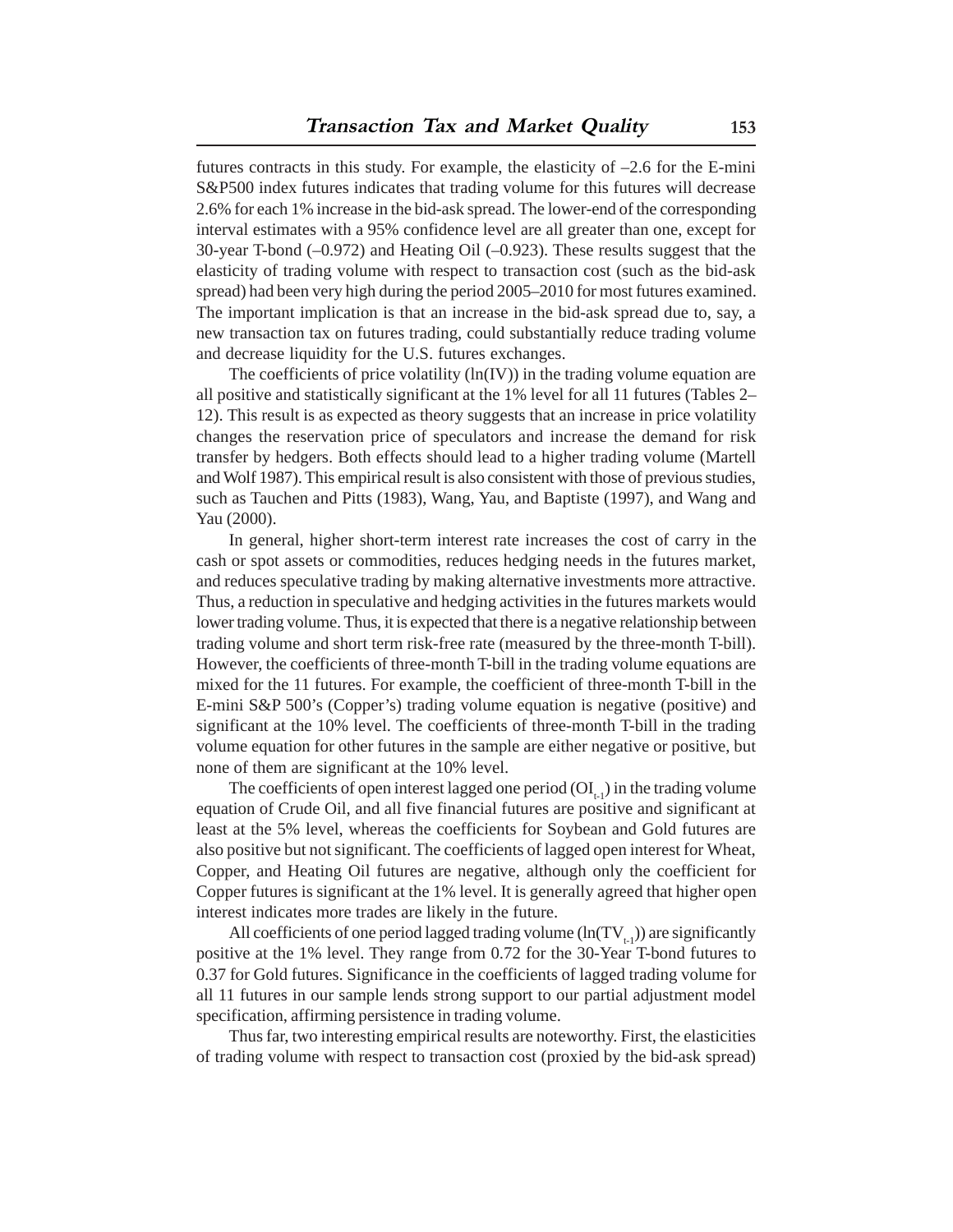futures contracts in this study. For example, the elasticity of –2.6 for the E-mini S&P500 index futures indicates that trading volume for this futures will decrease 2.6% for each 1% increase in the bid-ask spread. The lower-end of the corresponding interval estimates with a 95% confidence level are all greater than one, except for 30-year T-bond (–0.972) and Heating Oil (–0.923). These results suggest that the elasticity of trading volume with respect to transaction cost (such as the bid-ask spread) had been very high during the period 2005–2010 for most futures examined. The important implication is that an increase in the bid-ask spread due to, say, a new transaction tax on futures trading, could substantially reduce trading volume and decrease liquidity for the U.S. futures exchanges.

The coefficients of price volatility (ln(IV)) in the trading volume equation are all positive and statistically significant at the 1% level for all 11 futures (Tables 2–12). This result is as expected as theory suggests that an increase in price volatility changes the reservation price of speculators and increase the demand for risk transfer by hedgers. Both effects should lead to a higher trading volume (Martell and Wolf 1987). This empirical result is also consistent with those of previous studies, such as Tauchen and Pitts (1983), Wang, Yau, and Baptiste (1997), and Wang and Yau (2000).

In general, higher short-term interest rate increases the cost of carry in the cash or spot assets or commodities, reduces hedging needs in the futures market, and reduces speculative trading by making alternative investments more attractive. Thus, a reduction in speculative and hedging activities in the futures markets would lower trading volume. Thus, it is expected that there is a negative relationship between trading volume and short term risk-free rate (measured by the three-month T-bill). However, the coefficients of three-month T-bill in the trading volume equations are mixed for the 11 futures. For example, the coefficient of three-month T-bill in the E-mini S&P 500's (Copper's) trading volume equation is negative (positive) and significant at the 10% level. The coefficients of three-month T-bill in the trading volume equation for other futures in the sample are either negative or positive, but none of them are significant at the 10% level.

The coefficients of open interest lagged one period ($OI_{t-1}$) in the trading volume equation of Crude Oil, and all five financial futures are positive and significant at least at the 5% level, whereas the coefficients for Soybean and Gold futures are also positive but not significant. The coefficients of lagged open interest for Wheat, Copper, and Heating Oil futures are negative, although only the coefficient for Copper futures is significant at the 1% level. It is generally agreed that higher open interest indicates more trades are likely in the future.

All coefficients of one period lagged trading volume ($\ln(TV_{t-1})$) are significantly positive at the 1% level. They range from 0.72 for the 30-Year T-bond futures to 0.37 for Gold futures. Significance in the coefficients of lagged trading volume for all 11 futures in our sample lends strong support to our partial adjustment model specification, affirming persistence in trading volume.

Thus far, two interesting empirical results are noteworthy. First, the elasticities of trading volume with respect to transaction cost (proxied by the bid-ask spread)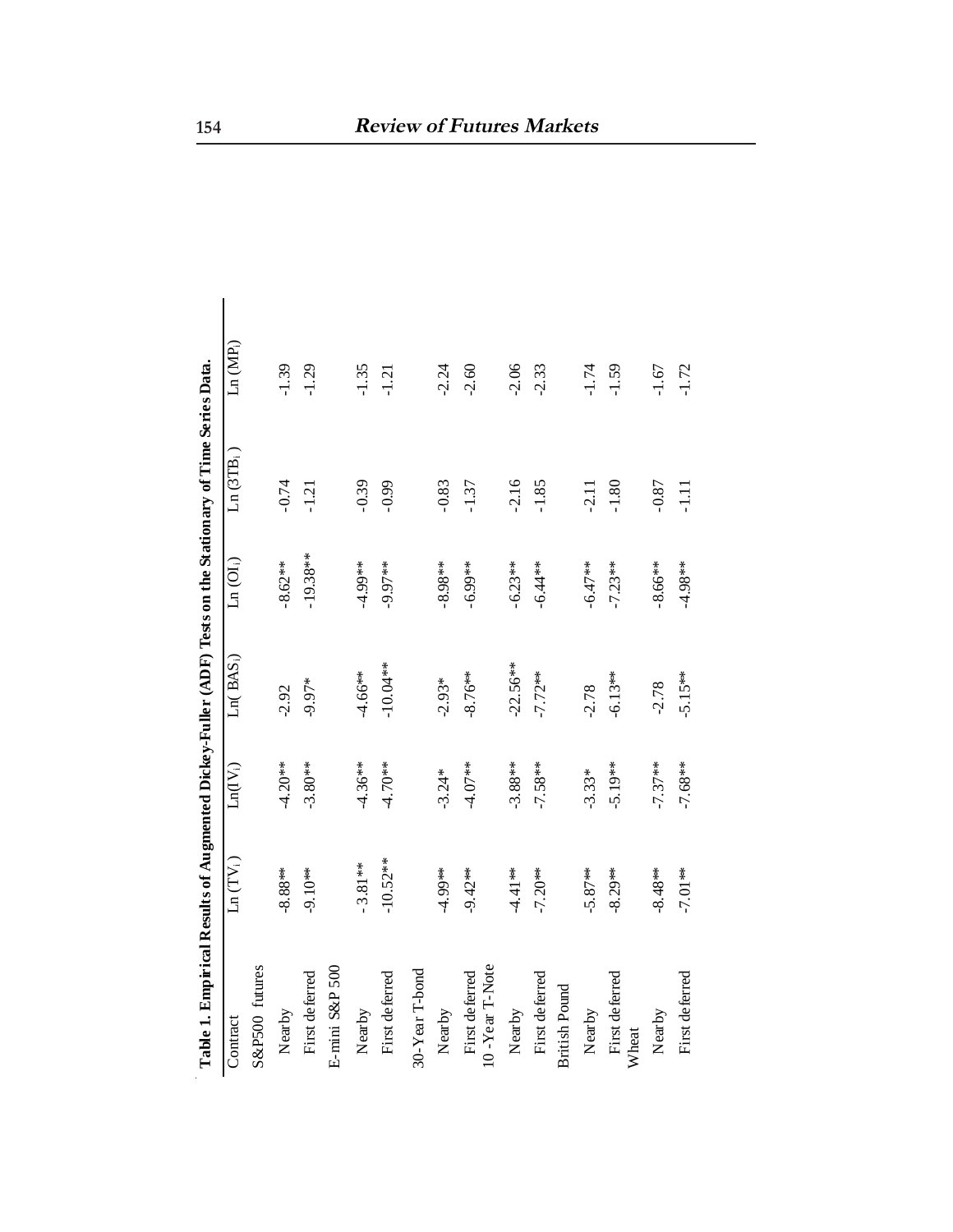**Table 1. Empirical Results of Augmented Dickey-Fuller (ADF) Tests on the Stationary of Time Series Data.**

| Contract | Ln ($TV_i$) | Ln($IV_i$) | Ln( $BAS_i$) | Ln ($OI_i$) | Ln ($3TB_i$ ) | Ln ($MP_i$) |
|---|---|---|---|---|---|---|
| S&P500 futures | | | | | | |
| Nearby | -8.88** | -4.20** | -2.92 | -8.62** | -0.74 | -1.39 |
| First deferred | -9.10** | -3.80** | -9.97* | -19.38** | -1.21 | -1.29 |
| E-mini S&P 500 | | | | | | |
| Nearby | - 3.81** | -4.36** | -4.66** | -4.99** | -0.39 | -1.35 |
| First deferred | -10.52** | -4.70** | -10.04** | -9.97** | -0.99 | -1.21 |
| 30-Year T-bond | | | | | | |
| Nearby | -4.99** | -3.24* | -2.93* | -8.98** | -0.83 | -2.24 |
| First deferred | -9.42** | -4.07** | -8.76** | -6.99** | -1.37 | -2.60 |
| 10-Year T-Note | | | | | | |
| Nearby | -4.41** | -3.88** | -22.56** | -6.23** | -2.16 | -2.06 |
| First deferred | -7.20** | -7.58** | -7.72** | -6.44** | -1.85 | -2.33 |
| British Pound | | | | | | |
| Nearby | -5.87** | -3.33* | -2.78 | -6.47** | -2.11 | -1.74 |
| First deferred | -8.29** | -5.19** | -6.13** | -7.23** | -1.80 | -1.59 |
| Wheat | | | | | | |
| Nearby | -8.48** | -7.37** | -2.78 | -8.66** | -0.87 | -1.67 |
| First deferred | -7.01** | -7.68** | -5.15** | -4.98** | -1.11 | -1.72 |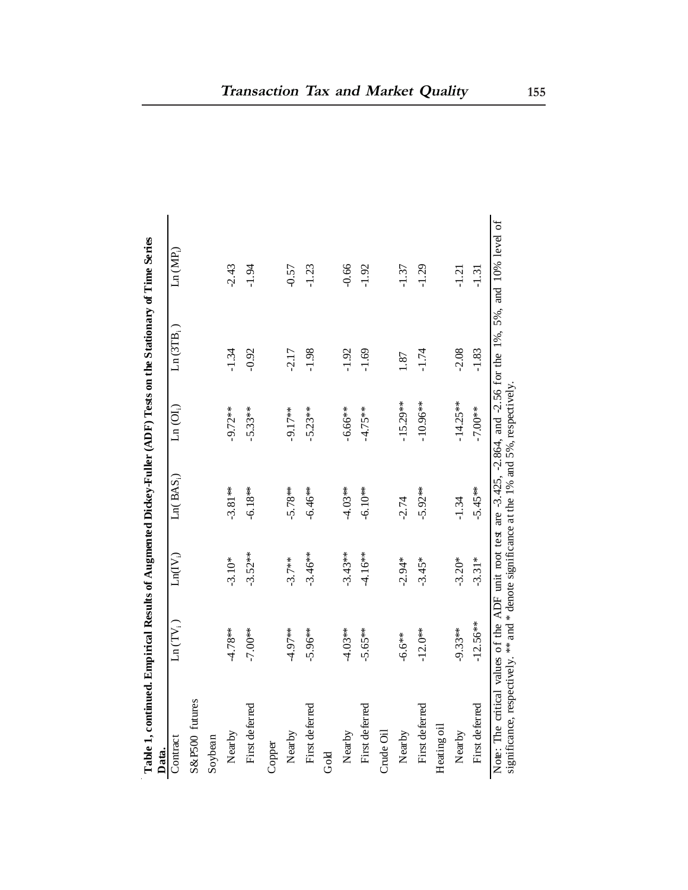**Table 1, continued. Empirical Results of Augmented Dickey-Fuller (ADF) Tests on the Stationary of Time Series Data.**

| Contract | $Ln(TV_i)$ | $Ln(IV_i)$ | $Ln(BAS_i)$ | $Ln(OI_i)$ | $Ln(3TB_i)$ | $Ln(MP_i)$ |
|---|---|---|---|---|---|---|
| S&P500 futures | | | | | | |
| Soybean | | | | | | |
| Nearby | -4.78** | -3.10* | -3.81** | -9.72** | -1.34 | -2.43 |
| First deferred | -7.00** | -3.52** | -6.18** | -5.33** | -0.92 | -1.94 |
| Copper | | | | | | |
| Nearby | -4.97** | -3.7** | -5.78** | -9.17** | -2.17 | -0.57 |
| First deferred | -5.96** | -3.46** | -6.46** | -5.23** | -1.98 | -1.23 |
| Gold | | | | | | |
| Nearby | -4.03** | -3.43** | -4.03** | -6.66** | -1.92 | -0.66 |
| First deferred | -5.65** | -4.16** | -6.10** | -4.75** | -1.69 | -1.92 |
| Crude Oil | | | | | | |
| Nearby | -6.6** | -2.94* | -2.74 | -15.29** | 1.87 | -1.37 |
| First deferred | -12.0** | -3.45* | -5.92** | -10.96** | -1.74 | -1.29 |
| Heating oil | | | | | | |
| Nearby | -9.33** | -3.20* | -1.34 | -14.25** | -2.08 | -1.21 |
| First deferred | -12.56** | -3.31* | -5.45** | -7.00** | -1.83 | -1.31 |

Note: The critical values of the ADF unit root test are -3.425, -2.864, and -2.56 for the 1%, 5%, and 10% level of significance, respectively. ** and * denote significance at the 1% and 5%, respectively.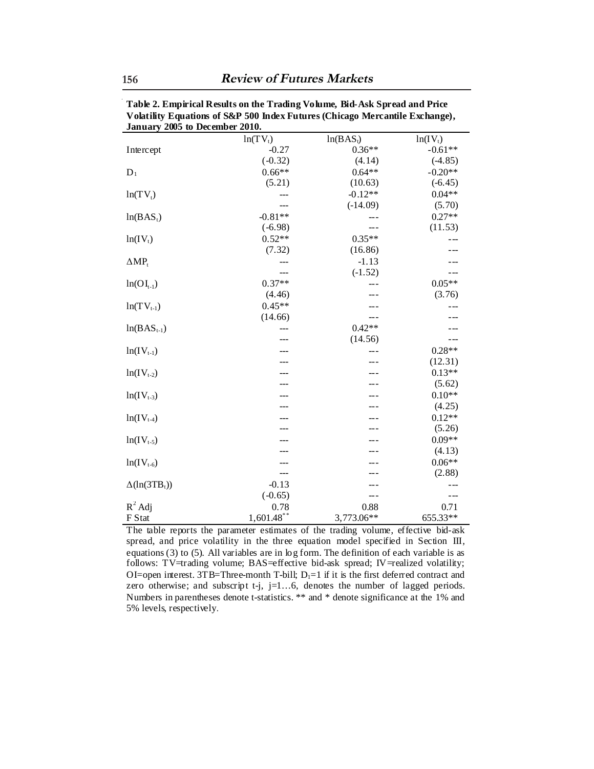**Table 2. Empirical Results on the Trading Volume, Bid-Ask Spread and Price Volatility Equations of S&P 500 Index Futures (Chicago Mercantile Exchange), January 2005 to December 2010.**

| | $\ln(TV_t)$ | $\ln(BAS_t)$ | $\ln(IV_t)$ |
|---|---|---|---|
| Intercept | -0.27 | 0.36** | -0.61** |
| | (-0.32) | (4.14) | (-4.85) |
| $D_1$ | 0.66** | 0.64** | -0.20** |
| | (5.21) | (10.63) | (-6.45) |
| $\ln(TV_t)$ | --- | -0.12** | 0.04** |
| | --- | (-14.09) | (5.70) |
| $\ln(BAS_t)$ | -0.81** | --- | 0.27** |
| | (-6.98) | --- | (11.53) |
| $\ln(IV_t)$ | 0.52** | 0.35** | --- |
| | (7.32) | (16.86) | --- |
| $\Delta MP_t$ | --- | -1.13 | --- |
| | --- | (-1.52) | --- |
| $\ln(OI_{t-1})$ | 0.37** | --- | 0.05** |
| | (4.46) | --- | (3.76) |
| $\ln(TV_{t-1})$ | 0.45** | --- | --- |
| | (14.66) | --- | --- |
| $\ln(BAS_{t-1})$ | --- | 0.42** | --- |
| | --- | (14.56) | --- |
| $\ln(IV_{t-1})$ | --- | --- | 0.28** |
| | --- | --- | (12.31) |
| $\ln(IV_{t-2})$ | --- | --- | 0.13** |
| | --- | --- | (5.62) |
| $\ln(IV_{t-3})$ | --- | --- | 0.10** |
| | --- | --- | (4.25) |
| $\ln(IV_{t-4})$ | --- | --- | 0.12** |
| | --- | --- | (5.26) |
| $\ln(IV_{t-5})$ | --- | --- | 0.09** |
| | --- | --- | (4.13) |
| $\ln(IV_{t-6})$ | --- | --- | 0.06** |
| | --- | --- | (2.88) |
| $\Delta(\ln(3TB_t))$ | -0.13 | --- | --- |
| | (-0.65) | --- | --- |
| $R^2$ Adj | 0.78 | 0.88 | 0.71 |
| F Stat | 1,601.48** | 3,773.06** | 655.33** |

The table reports the parameter estimates of the trading volume, effective bid-ask spread, and price volatility in the three equation model specified in Section III, equations (3) to (5). All variables are in log form. The definition of each variable is as follows: TV=trading volume; BAS=effective bid-ask spread; IV=realized volatility; OI=open interest. 3TB=Three-month T-bill; $D_1$=1 if it is the first deferred contract and zero otherwise; and subscript t-j, j=1…6, denotes the number of lagged periods. Numbers in parentheses denote t-statistics. ** and * denote significance at the 1% and 5% levels, respectively.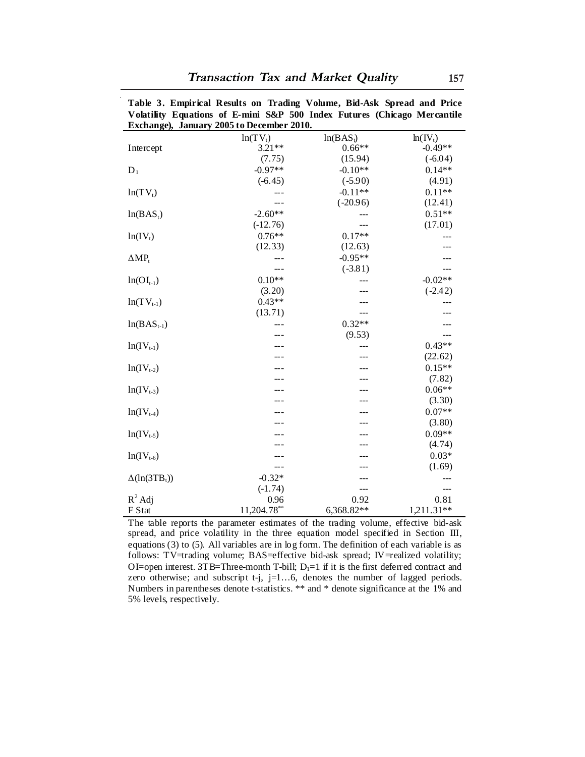**Table 3. Empirical Results on Trading Volume, Bid-Ask Spread and Price Volatility Equations of E-mini S&P 500 Index Futures (Chicago Mercantile Exchange), January 2005 to December 2010.**

| | $\ln(TV_t)$ | $\ln(BAS_t)$ | $\ln(IV_t)$ |
|---|---|---|---|
| Intercept | 3.21** | 0.66** | -0.49** |
| | (7.75) | (15.94) | (-6.04) |
| $D_1$ | -0.97** | -0.10** | 0.14** |
| | (-6.45) | (-5.90) | (4.91) |
| $\ln(TV_t)$ | --- | -0.11** | 0.11** |
| | --- | (-20.96) | (12.41) |
| $\ln(BAS_t)$ | -2.60** | --- | 0.51** |
| | (-12.76) | --- | (17.01) |
| $\ln(IV_t)$ | 0.76** | 0.17** | --- |
| | (12.33) | (12.63) | --- |
| $\Delta MP_t$ | --- | -0.95** | --- |
| | --- | (-3.81) | --- |
| $\ln(OI_{t-1})$ | 0.10** | --- | -0.02** |
| | (3.20) | --- | (-2.42) |
| $\ln(TV_{t-1})$ | 0.43** | --- | --- |
| | (13.71) | --- | --- |
| $\ln(BAS_{t-1})$ | --- | 0.32** | --- |
| | --- | (9.53) | --- |
| $\ln(IV_{t-1})$ | --- | --- | 0.43** |
| | --- | --- | (22.62) |
| $\ln(IV_{t-2})$ | --- | --- | 0.15** |
| | --- | --- | (7.82) |
| $\ln(IV_{t-3})$ | --- | --- | 0.06** |
| | --- | --- | (3.30) |
| $\ln(IV_{t-4})$ | --- | --- | 0.07** |
| | --- | --- | (3.80) |
| $\ln(IV_{t-5})$ | --- | --- | 0.09** |
| | --- | --- | (4.74) |
| $\ln(IV_{t-6})$ | --- | --- | 0.03* |
| | --- | --- | (1.69) |
| $\Delta(\ln(3TB_t))$ | -0.32* | --- | --- |
| | (-1.74) | --- | --- |
| $R^2$ Adj | 0.96 | 0.92 | 0.81 |
| F Stat | 11,204.78** | 6,368.82** | 1,211.31** |

The table reports the parameter estimates of the trading volume, effective bid-ask spread, and price volatility in the three equation model specified in Section III, equations (3) to (5). All variables are in log form. The definition of each variable is as follows: TV=trading volume; BAS=effective bid-ask spread; IV=realized volatility; OI=open interest. 3TB=Three-month T-bill; $D_1$=1 if it is the first deferred contract and zero otherwise; and subscript t-j, j=1…6, denotes the number of lagged periods. Numbers in parentheses denote t-statistics. ** and * denote significance at the 1% and 5% levels, respectively.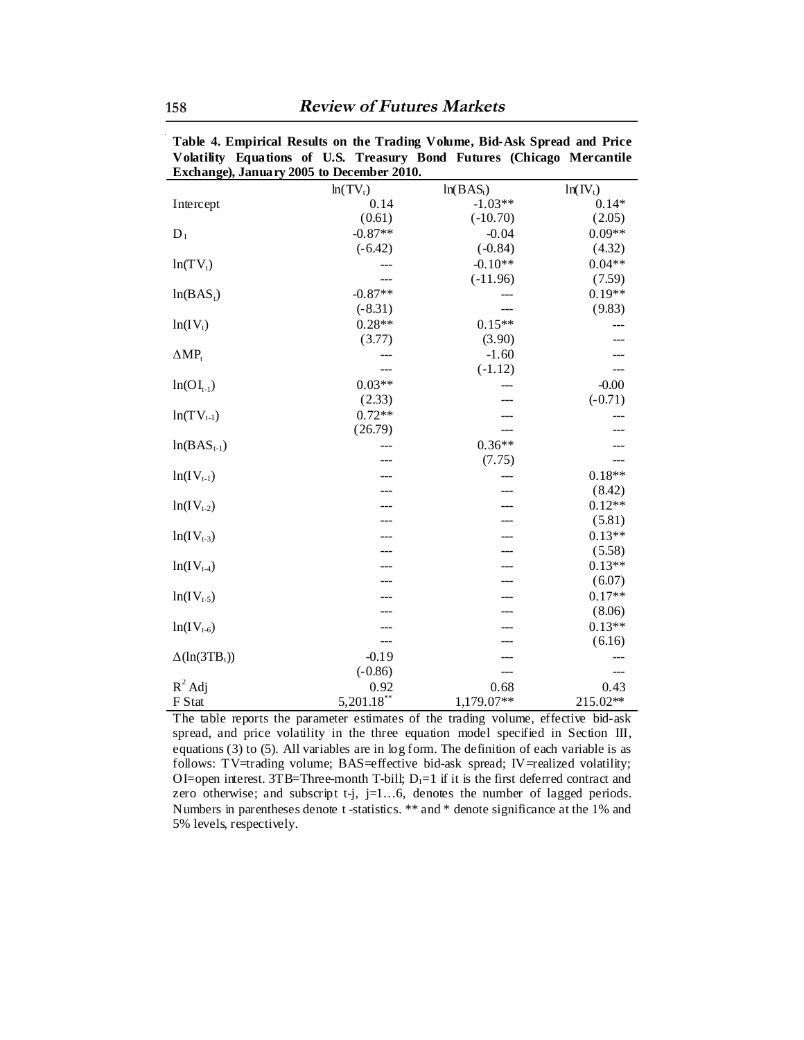**Table 4. Empirical Results on the Trading Volume, Bid-Ask Spread and Price Volatility Equations of U.S. Treasury Bond Futures (Chicago Mercantile Exchange), January 2005 to December 2010.**

| | $\ln(TV_t)$ | $\ln(BAS_t)$ | $\ln(IV_t)$ |
|---|---|---|---|
| Intercept | 0.14 | -1.03** | 0.14* |
| | (0.61) | (-10.70) | (2.05) |
| $D_1$ | -0.87** | -0.04 | 0.09** |
| | (-6.42) | (-0.84) | (4.32) |
| $\ln(TV_t)$ | --- | -0.10** | 0.04** |
| | --- | (-11.96) | (7.59) |
| $\ln(BAS_t)$ | -0.87** | --- | 0.19** |
| | (-8.31) | --- | (9.83) |
| $\ln(IV_t)$ | 0.28** | 0.15** | --- |
| | (3.77) | (3.90) | --- |
| $\Delta MP_t$ | --- | -1.60 | --- |
| | --- | (-1.12) | --- |
| $\ln(OI_{t-1})$ | 0.03** | --- | -0.00 |
| | (2.33) | --- | (-0.71) |
| $\ln(TV_{t-1})$ | 0.72** | --- | --- |
| | (26.79) | --- | --- |
| $\ln(BAS_{t-1})$ | --- | 0.36** | --- |
| | --- | (7.75) | --- |
| $\ln(IV_{t-1})$ | --- | --- | 0.18** |
| | --- | --- | (8.42) |
| $\ln(IV_{t-2})$ | --- | --- | 0.12** |
| | --- | --- | (5.81) |
| $\ln(IV_{t-3})$ | --- | --- | 0.13** |
| | --- | --- | (5.58) |
| $\ln(IV_{t-4})$ | --- | --- | 0.13** |
| | --- | --- | (6.07) |
| $\ln(IV_{t-5})$ | --- | --- | 0.17** |
| | --- | --- | (8.06) |
| $\ln(IV_{t-6})$ | --- | --- | 0.13** |
| | --- | --- | (6.16) |
| $\Delta(\ln(3TB_t))$ | -0.19 | --- | --- |
| | (-0.86) | --- | --- |
| $R^2$ Adj | 0.92 | 0.68 | 0.43 |
| F Stat | 5,201.18** | 1,179.07** | 215.02** |

The table reports the parameter estimates of the trading volume, effective bid-ask spread, and price volatility in the three equation model specified in Section III, equations (3) to (5). All variables are in log form. The definition of each variable is as follows: TV=trading volume; BAS=effective bid-ask spread; IV=realized volatility; OI=open interest. 3TB=Three-month T-bill; $D_1$=1 if it is the first deferred contract and zero otherwise; and subscript t-j, j=1…6, denotes the number of lagged periods. Numbers in parentheses denote t-statistics. ** and * denote significance at the 1% and 5% levels, respectively.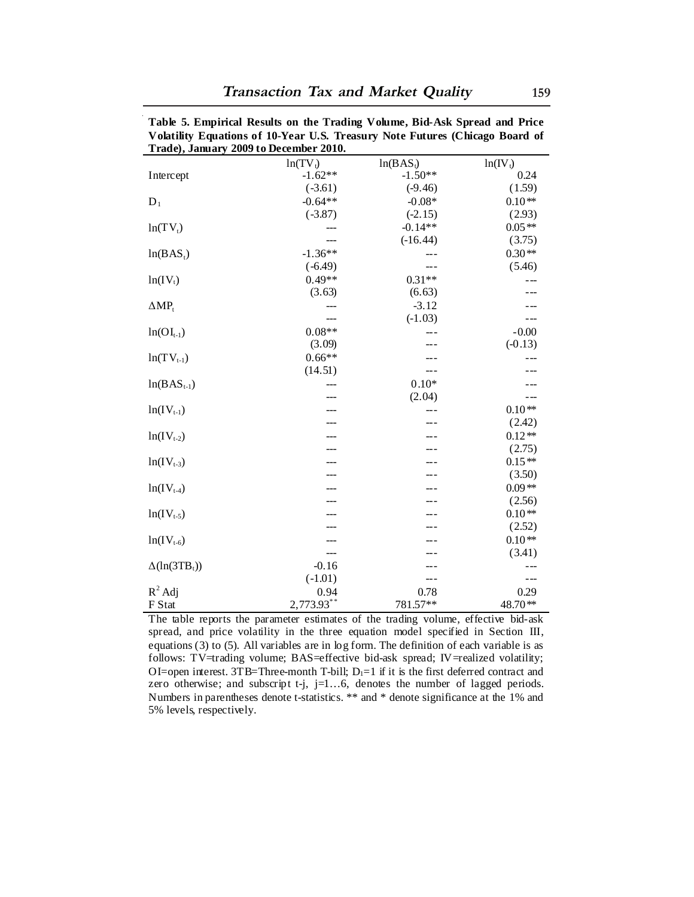**Table 5. Empirical Results on the Trading Volume, Bid-Ask Spread and Price Volatility Equations of 10-Year U.S. Treasury Note Futures (Chicago Board of Trade), January 2009 to December 2010.**

| | $\ln(TV_t)$ | $\ln(BAS_t)$ | $\ln(IV_t)$ |
|---|---|---|---|
| Intercept | -1.62** | -1.50** | 0.24 |
| | (-3.61) | (-9.46) | (1.59) |
| $D_1$ | -0.64** | -0.08* | 0.10** |
| | (-3.87) | (-2.15) | (2.93) |
| $\ln(TV_t)$ | --- | -0.14** | 0.05** |
| | --- | (-16.44) | (3.75) |
| $\ln(BAS_t)$ | -1.36** | --- | 0.30** |
| | (-6.49) | --- | (5.46) |
| $\ln(IV_t)$ | 0.49** | 0.31** | --- |
| | (3.63) | (6.63) | --- |
| $\Delta MP_t$ | --- | -3.12 | --- |
| | --- | (-1.03) | --- |
| $\ln(OI_{t-1})$ | 0.08** | --- | -0.00 |
| | (3.09) | --- | (-0.13) |
| $\ln(TV_{t-1})$ | 0.66** | --- | --- |
| | (14.51) | --- | --- |
| $\ln(BAS_{t-1})$ | --- | 0.10* | --- |
| | --- | (2.04) | --- |
| $\ln(IV_{t-1})$ | --- | --- | 0.10** |
| | --- | --- | (2.42) |
| $\ln(IV_{t-2})$ | --- | --- | 0.12** |
| | --- | --- | (2.75) |
| $\ln(IV_{t-3})$ | --- | --- | 0.15** |
| | --- | --- | (3.50) |
| $\ln(IV_{t-4})$ | --- | --- | 0.09** |
| | --- | --- | (2.56) |
| $\ln(IV_{t-5})$ | --- | --- | 0.10** |
| | --- | --- | (2.52) |
| $\ln(IV_{t-6})$ | --- | --- | 0.10** |
| | --- | --- | (3.41) |
| $\Delta(\ln(3TB_t))$ | -0.16 | --- | --- |
| | (-1.01) | --- | --- |
| $R^2$ Adj | 0.94 | 0.78 | 0.29 |
| F Stat | 2,773.93** | 781.57** | 48.70** |

The table reports the parameter estimates of the trading volume, effective bid-ask spread, and price volatility in the three equation model specified in Section III, equations (3) to (5). All variables are in log form. The definition of each variable is as follows: TV=trading volume; BAS=effective bid-ask spread; IV=realized volatility; OI=open interest. 3TB=Three-month T-bill; $D_1$=1 if it is the first deferred contract and zero otherwise; and subscript t-j, j=1…6, denotes the number of lagged periods. Numbers in parentheses denote t-statistics. ** and * denote significance at the 1% and 5% levels, respectively.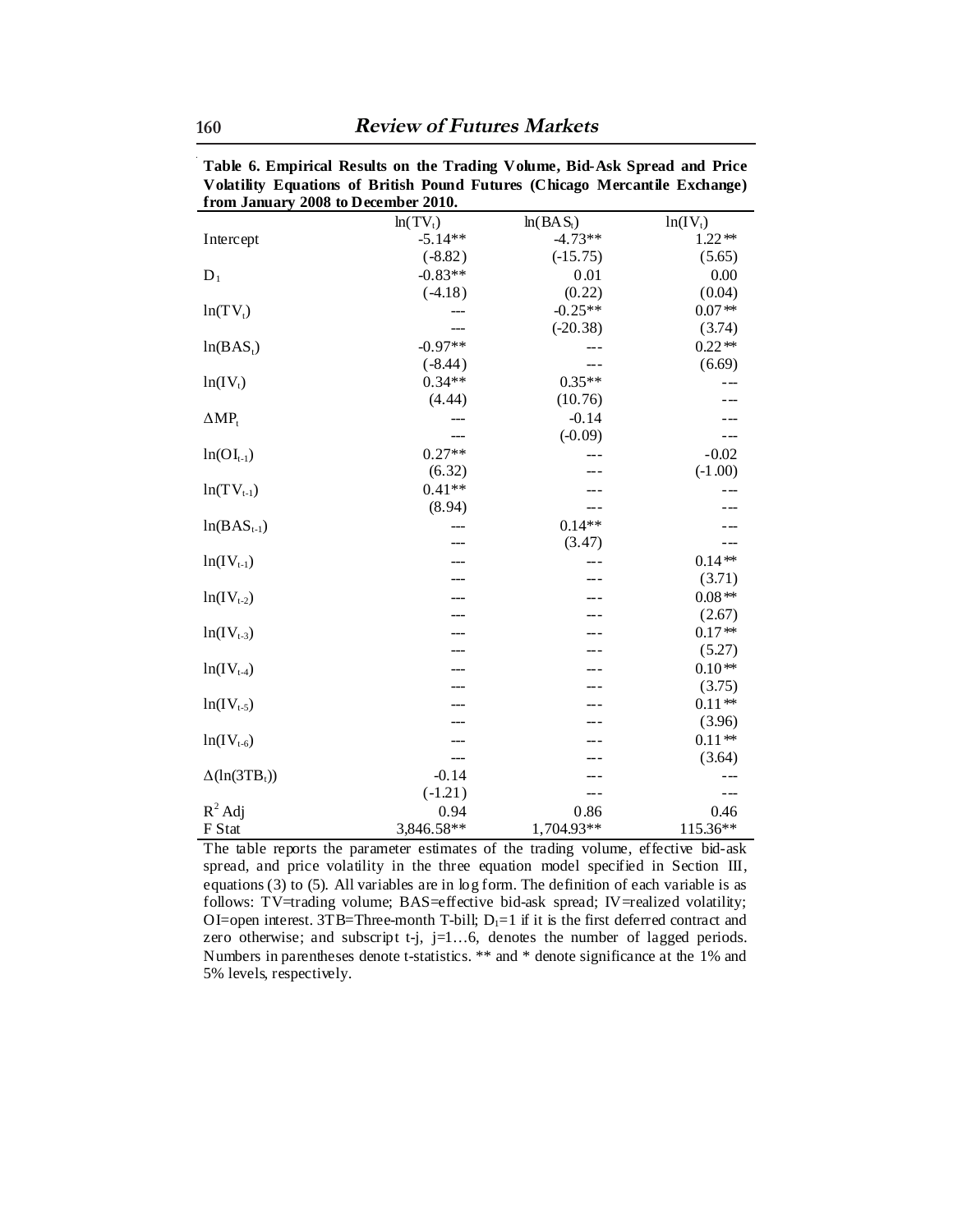**Table 6. Empirical Results on the Trading Volume, Bid-Ask Spread and Price Volatility Equations of British Pound Futures (Chicago Mercantile Exchange) from January 2008 to December 2010.**

| | $\ln(TV_t)$ | $\ln(BAS_t)$ | $\ln(IV_t)$ |
|---|---|---|---|
| Intercept | -5.14** | -4.73** | 1.22** |
| | (-8.82) | (-15.75) | (5.65) |
| $D_1$ | -0.83** | 0.01 | 0.00 |
| | (-4.18) | (0.22) | (0.04) |
| $\ln(TV_t)$ | --- | -0.25** | 0.07** |
| | --- | (-20.38) | (3.74) |
| $\ln(BAS_t)$ | -0.97** | --- | 0.22** |
| | (-8.44) | --- | (6.69) |
| $\ln(IV_t)$ | 0.34** | 0.35** | --- |
| | (4.44) | (10.76) | --- |
| $\Delta MP_t$ | --- | -0.14 | --- |
| | --- | (-0.09) | --- |
| $\ln(OI_{t-1})$ | 0.27** | --- | -0.02 |
| | (6.32) | --- | (-1.00) |
| $\ln(TV_{t-1})$ | 0.41** | --- | --- |
| | (8.94) | --- | --- |
| $\ln(BAS_{t-1})$ | --- | 0.14** | --- |
| | --- | (3.47) | --- |
| $\ln(IV_{t-1})$ | --- | --- | 0.14** |
| | --- | --- | (3.71) |
| $\ln(IV_{t-2})$ | --- | --- | 0.08** |
| | --- | --- | (2.67) |
| $\ln(IV_{t-3})$ | --- | --- | 0.17** |
| | --- | --- | (5.27) |
| $\ln(IV_{t-4})$ | --- | --- | 0.10** |
| | --- | --- | (3.75) |
| $\ln(IV_{t-5})$ | --- | --- | 0.11** |
| | --- | --- | (3.96) |
| $\ln(IV_{t-6})$ | --- | --- | 0.11** |
| | --- | --- | (3.64) |
| $\Delta(\ln(3TB_t))$ | -0.14 | --- | --- |
| | (-1.21) | --- | --- |
| $R^2$ Adj | 0.94 | 0.86 | 0.46 |
| F Stat | 3,846.58** | 1,704.93** | 115.36** |

The table reports the parameter estimates of the trading volume, effective bid-ask spread, and price volatility in the three equation model specified in Section III, equations (3) to (5). All variables are in log form. The definition of each variable is as follows: TV=trading volume; BAS=effective bid-ask spread; IV=realized volatility; OI=open interest. 3TB=Three-month T-bill; $D_1$=1 if it is the first deferred contract and zero otherwise; and subscript t-j, j=1…6, denotes the number of lagged periods. Numbers in parentheses denote t-statistics. ** and * denote significance at the 1% and 5% levels, respectively.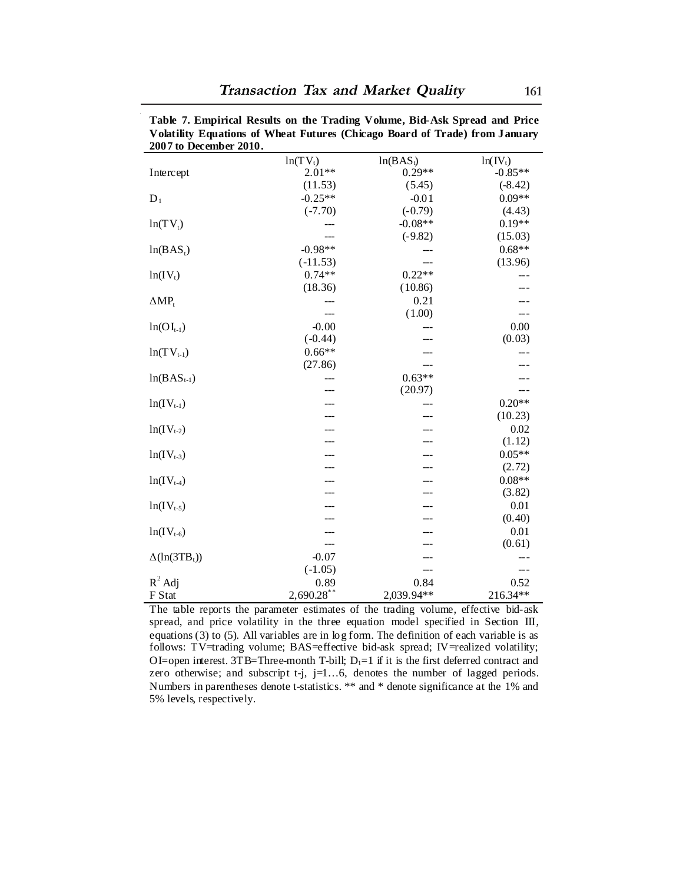**Table 7. Empirical Results on the Trading Volume, Bid-Ask Spread and Price Volatility Equations of Wheat Futures (Chicago Board of Trade) from January 2007 to December 2010.**

| | $\ln(TV_t)$ | $\ln(BAS_t)$ | $\ln(IV_t)$ |
|---|---|---|---|
| Intercept | 2.01** | 0.29** | -0.85** |
| | (11.53) | (5.45) | (-8.42) |
| $D_1$ | -0.25** | -0.01 | 0.09** |
| | (-7.70) | (-0.79) | (4.43) |
| $\ln(TV_t)$ | --- | -0.08** | 0.19** |
| | --- | (-9.82) | (15.03) |
| $\ln(BAS_t)$ | -0.98** | --- | 0.68** |
| | (-11.53) | --- | (13.96) |
| $\ln(IV_t)$ | 0.74** | 0.22** | --- |
| | (18.36) | (10.86) | --- |
| $\Delta MP_t$ | --- | 0.21 | --- |
| | --- | (1.00) | --- |
| $\ln(OI_{t-1})$ | -0.00 | --- | 0.00 |
| | (-0.44) | --- | (0.03) |
| $\ln(TV_{t-1})$ | 0.66** | --- | --- |
| | (27.86) | --- | --- |
| $\ln(BAS_{t-1})$ | --- | 0.63** | --- |
| | --- | (20.97) | --- |
| $\ln(IV_{t-1})$ | --- | --- | 0.20** |
| | --- | --- | (10.23) |
| $\ln(IV_{t-2})$ | --- | --- | 0.02 |
| | --- | --- | (1.12) |
| $\ln(IV_{t-3})$ | --- | --- | 0.05** |
| | --- | --- | (2.72) |
| $\ln(IV_{t-4})$ | --- | --- | 0.08** |
| | --- | --- | (3.82) |
| $\ln(IV_{t-5})$ | --- | --- | 0.01 |
| | --- | --- | (0.40) |
| $\ln(IV_{t-6})$ | --- | --- | 0.01 |
| | --- | --- | (0.61) |
| $\Delta(\ln(3TB_t))$ | -0.07 | --- | --- |
| | (-1.05) | --- | --- |
| $R^2$ Adj | 0.89 | 0.84 | 0.52 |
| F Stat | 2,690.28** | 2,039.94** | 216.34** |

The table reports the parameter estimates of the trading volume, effective bid-ask spread, and price volatility in the three equation model specified in Section III, equations (3) to (5). All variables are in log form. The definition of each variable is as follows: TV=trading volume; BAS=effective bid-ask spread; IV=realized volatility; OI=open interest. 3TB=Three-month T-bill; $D_1$=1 if it is the first deferred contract and zero otherwise; and subscript t-j, j=1…6, denotes the number of lagged periods. Numbers in parentheses denote t-statistics. ** and * denote significance at the 1% and 5% levels, respectively.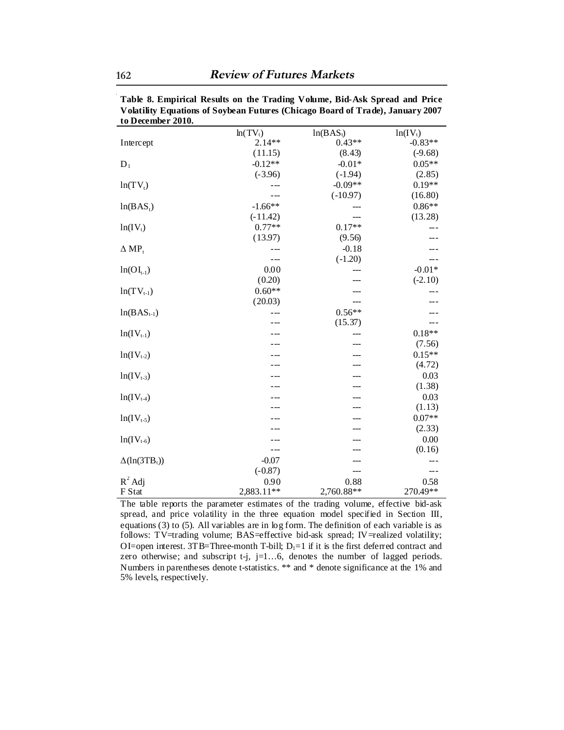**Table 8. Empirical Results on the Trading Volume, Bid-Ask Spread and Price Volatility Equations of Soybean Futures (Chicago Board of Trade), January 2007 to December 2010.**

| | $\ln(TV_t)$ | $\ln(BAS_t)$ | $\ln(IV_t)$ |
|---|---|---|---|
| Intercept | 2.14** | 0.43** | -0.83** |
| | (11.15) | (8.43) | (-9.68) |
| $D_1$ | -0.12** | -0.01* | 0.05** |
| | (-3.96) | (-1.94) | (2.85) |
| $\ln(TV_t)$ | --- | -0.09** | 0.19** |
| | --- | (-10.97) | (16.80) |
| $\ln(BAS_t)$ | -1.66** | --- | 0.86** |
| | (-11.42) | --- | (13.28) |
| $\ln(IV_t)$ | 0.77** | 0.17** | --- |
| | (13.97) | (9.56) | --- |
| $\Delta MP_t$ | --- | -0.18 | --- |
| | --- | (-1.20) | --- |
| $\ln(OI_{t-1})$ | 0.00 | --- | -0.01* |
| | (0.20) | --- | (-2.10) |
| $\ln(TV_{t-1})$ | 0.60** | --- | --- |
| | (20.03) | --- | --- |
| $\ln(BAS_{t-1})$ | --- | 0.56** | --- |
| | --- | (15.37) | --- |
| $\ln(IV_{t-1})$ | --- | --- | 0.18** |
| | --- | --- | (7.56) |
| $\ln(IV_{t-2})$ | --- | --- | 0.15** |
| | --- | --- | (4.72) |
| $\ln(IV_{t-3})$ | --- | --- | 0.03 |
| | --- | --- | (1.38) |
| $\ln(IV_{t-4})$ | --- | --- | 0.03 |
| | --- | --- | (1.13) |
| $\ln(IV_{t-5})$ | --- | --- | 0.07** |
| | --- | --- | (2.33) |
| $\ln(IV_{t-6})$ | --- | --- | 0.00 |
| | --- | --- | (0.16) |
| $\Delta(\ln(3TB_t))$ | -0.07 | --- | --- |
| | (-0.87) | --- | --- |
| $R^2$ Adj | 0.90 | 0.88 | 0.58 |
| F Stat | 2,883.11** | 2,760.88** | 270.49** |

The table reports the parameter estimates of the trading volume, effective bid-ask spread, and price volatility in the three equation model specified in Section III, equations (3) to (5). All variables are in log form. The definition of each variable is as follows: TV=trading volume; BAS=effective bid-ask spread; IV=realized volatility; OI=open interest. 3TB=Three-month T-bill; $D_1$=1 if it is the first deferred contract and zero otherwise; and subscript t-j, j=1…6, denotes the number of lagged periods. Numbers in parentheses denote t-statistics. ** and * denote significance at the 1% and 5% levels, respectively.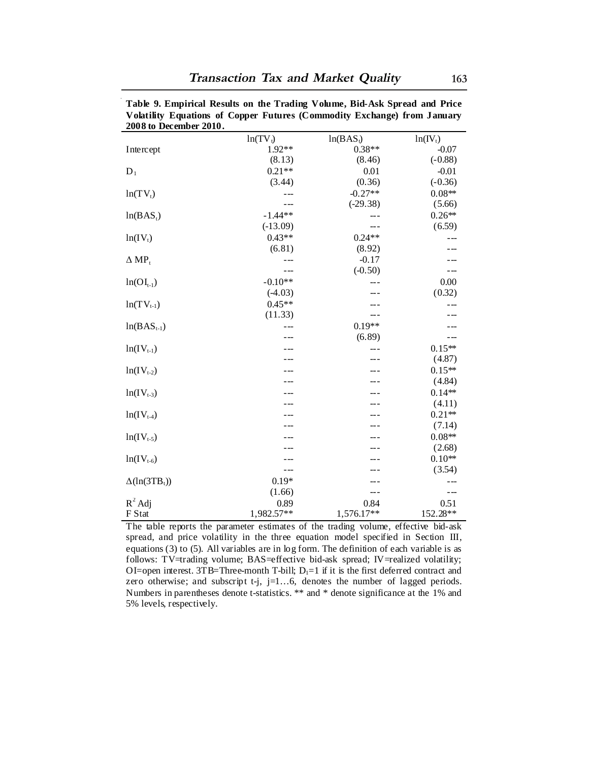**Table 9. Empirical Results on the Trading Volume, Bid-Ask Spread and Price Volatility Equations of Copper Futures (Commodity Exchange) from January 2008 to December 2010.**

| | $\ln(TV_t)$ | $\ln(BAS_t)$ | $\ln(IV_t)$ |
|---|---|---|---|
| Intercept | 1.92** | 0.38** | -0.07 |
| | (8.13) | (8.46) | (-0.88) |
| $D_1$ | 0.21** | 0.01 | -0.01 |
| | (3.44) | (0.36) | (-0.36) |
| $\ln(TV_t)$ | --- | -0.27** | 0.08** |
| | --- | (-29.38) | (5.66) |
| $\ln(BAS_t)$ | -1.44** | --- | 0.26** |
| | (-13.09) | --- | (6.59) |
| $\ln(IV_t)$ | 0.43** | 0.24** | --- |
| | (6.81) | (8.92) | --- |
| $\Delta\, MP_t$ | --- | -0.17 | --- |
| | --- | (-0.50) | --- |
| $\ln(OI_{t-1})$ | -0.10** | --- | 0.00 |
| | (-4.03) | --- | (0.32) |
| $\ln(TV_{t-1})$ | 0.45** | --- | --- |
| | (11.33) | --- | --- |
| $\ln(BAS_{t-1})$ | --- | 0.19** | --- |
| | --- | (6.89) | --- |
| $\ln(IV_{t-1})$ | --- | --- | 0.15** |
| | --- | --- | (4.87) |
| $\ln(IV_{t-2})$ | --- | --- | 0.15** |
| | --- | --- | (4.84) |
| $\ln(IV_{t-3})$ | --- | --- | 0.14** |
| | --- | --- | (4.11) |
| $\ln(IV_{t-4})$ | --- | --- | 0.21** |
| | --- | --- | (7.14) |
| $\ln(IV_{t-5})$ | --- | --- | 0.08** |
| | --- | --- | (2.68) |
| $\ln(IV_{t-6})$ | --- | --- | 0.10** |
| | --- | --- | (3.54) |
| $\Delta(\ln(3TB_t))$ | 0.19* | --- | --- |
| | (1.66) | --- | --- |
| $R^2$ Adj | 0.89 | 0.84 | 0.51 |
| F Stat | 1,982.57** | 1,576.17** | 152.28** |

The table reports the parameter estimates of the trading volume, effective bid-ask spread, and price volatility in the three equation model specified in Section III, equations (3) to (5). All variables are in log form. The definition of each variable is as follows: TV=trading volume; BAS=effective bid-ask spread; IV=realized volatility; OI=open interest. 3TB=Three-month T-bill; $D_1$=1 if it is the first deferred contract and zero otherwise; and subscript t-j, j=1…6, denotes the number of lagged periods. Numbers in parentheses denote t-statistics. ** and * denote significance at the 1% and 5% levels, respectively.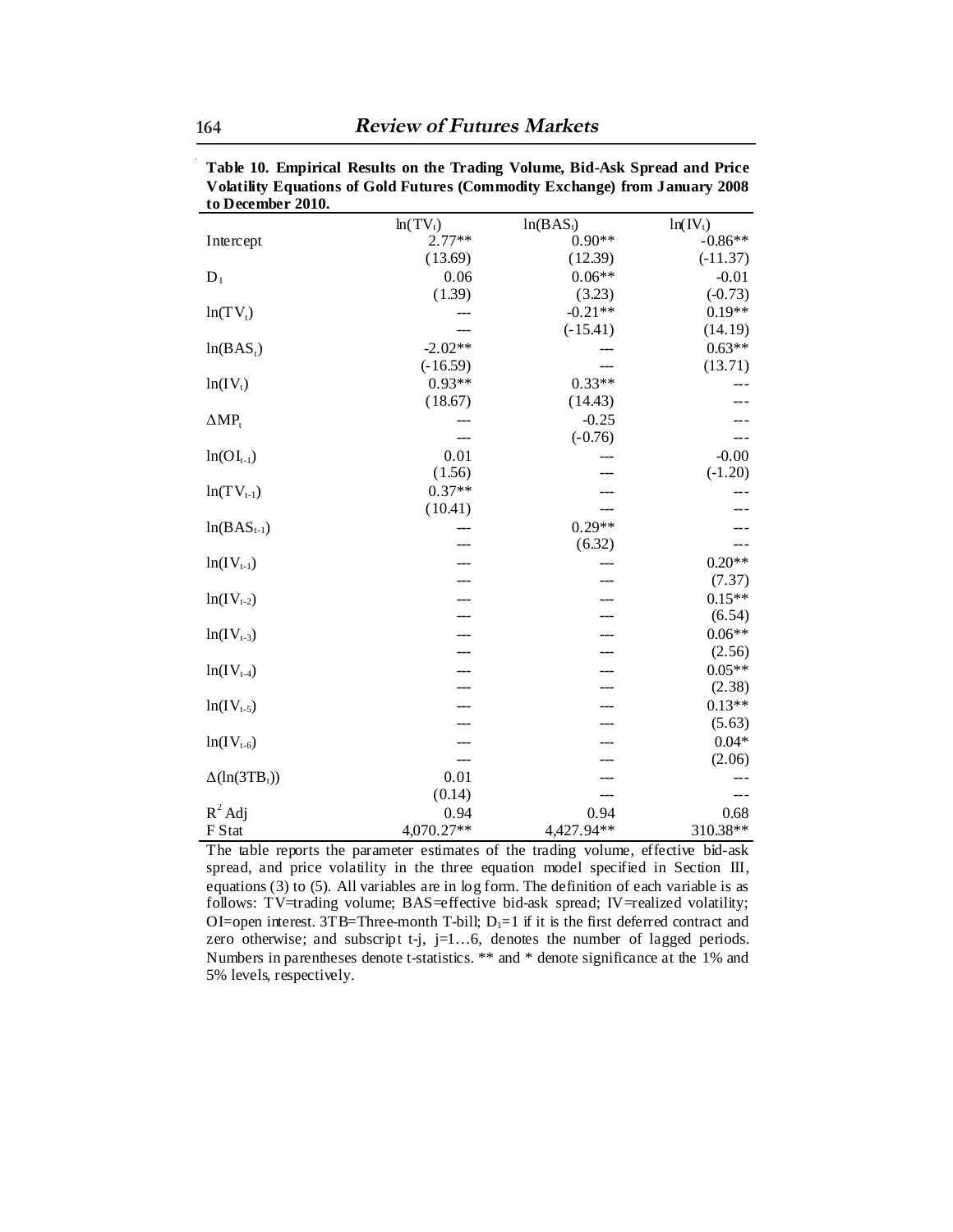**Table 10. Empirical Results on the Trading Volume, Bid-Ask Spread and Price Volatility Equations of Gold Futures (Commodity Exchange) from January 2008 to December 2010.**

| | $\ln(TV_t)$ | $\ln(BAS_t)$ | $\ln(IV_t)$ |
|---|---|---|---|
| Intercept | 2.77** | 0.90** | -0.86** |
| | (13.69) | (12.39) | (-11.37) |
| $D_1$ | 0.06 | 0.06** | -0.01 |
| | (1.39) | (3.23) | (-0.73) |
| $\ln(TV_t)$ | --- | -0.21** | 0.19** |
| | --- | (-15.41) | (14.19) |
| $\ln(BAS_t)$ | -2.02** | --- | 0.63** |
| | (-16.59) | --- | (13.71) |
| $\ln(IV_t)$ | 0.93** | 0.33** | --- |
| | (18.67) | (14.43) | --- |
| $\Delta MP_t$ | --- | -0.25 | --- |
| | --- | (-0.76) | --- |
| $\ln(OI_{t-1})$ | 0.01 | --- | -0.00 |
| | (1.56) | --- | (-1.20) |
| $\ln(TV_{t-1})$ | 0.37** | --- | --- |
| | (10.41) | --- | --- |
| $\ln(BAS_{t-1})$ | --- | 0.29** | --- |
| | --- | (6.32) | --- |
| $\ln(IV_{t-1})$ | --- | --- | 0.20** |
| | --- | --- | (7.37) |
| $\ln(IV_{t-2})$ | --- | --- | 0.15** |
| | --- | --- | (6.54) |
| $\ln(IV_{t-3})$ | --- | --- | 0.06** |
| | --- | --- | (2.56) |
| $\ln(IV_{t-4})$ | --- | --- | 0.05** |
| | --- | --- | (2.38) |
| $\ln(IV_{t-5})$ | --- | --- | 0.13** |
| | --- | --- | (5.63) |
| $\ln(IV_{t-6})$ | --- | --- | 0.04* |
| | --- | --- | (2.06) |
| $\Delta(\ln(3TB_t))$ | 0.01 | --- | --- |
| | (0.14) | --- | --- |
| $R^2$ Adj | 0.94 | 0.94 | 0.68 |
| F Stat | 4,070.27** | 4,427.94** | 310.38** |

The table reports the parameter estimates of the trading volume, effective bid-ask spread, and price volatility in the three equation model specified in Section III, equations (3) to (5). All variables are in log form. The definition of each variable is as follows: TV=trading volume; BAS=effective bid-ask spread; IV=realized volatility; OI=open interest. 3TB=Three-month T-bill; $D_1$=1 if it is the first deferred contract and zero otherwise; and subscript t-j, j=1…6, denotes the number of lagged periods. Numbers in parentheses denote t-statistics. ** and * denote significance at the 1% and 5% levels, respectively.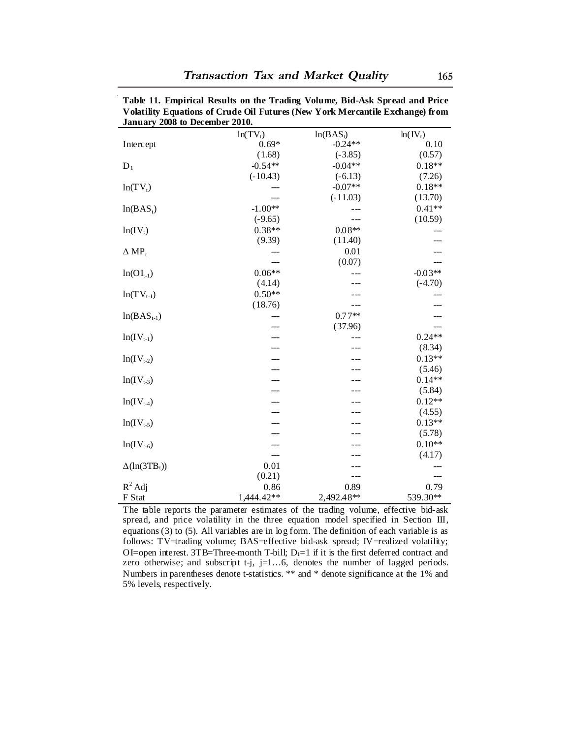**Table 11. Empirical Results on the Trading Volume, Bid-Ask Spread and Price Volatility Equations of Crude Oil Futures (New York Mercantile Exchange) from January 2008 to December 2010.**

| | $\ln(TV_t)$ | $\ln(BAS_t)$ | $\ln(IV_t)$ |
|---|---|---|---|
| Intercept | 0.69* | -0.24** | 0.10 |
| | (1.68) | (-3.85) | (0.57) |
| $D_1$ | -0.54** | -0.04** | 0.18** |
| | (-10.43) | (-6.13) | (7.26) |
| $\ln(TV_t)$ | --- | -0.07** | 0.18** |
| | --- | (-11.03) | (13.70) |
| $\ln(BAS_t)$ | -1.00** | --- | 0.41** |
| | (-9.65) | --- | (10.59) |
| $\ln(IV_t)$ | 0.38** | 0.08** | --- |
| | (9.39) | (11.40) | --- |
| $\Delta MP_t$ | --- | 0.01 | --- |
| | --- | (0.07) | --- |
| $\ln(OI_{t-1})$ | 0.06** | --- | -0.03** |
| | (4.14) | --- | (-4.70) |
| $\ln(TV_{t-1})$ | 0.50** | --- | --- |
| | (18.76) | --- | --- |
| $\ln(BAS_{t-1})$ | --- | 0.77** | --- |
| | --- | (37.96) | --- |
| $\ln(IV_{t-1})$ | --- | --- | 0.24** |
| | --- | --- | (8.34) |
| $\ln(IV_{t-2})$ | --- | --- | 0.13** |
| | --- | --- | (5.46) |
| $\ln(IV_{t-3})$ | --- | --- | 0.14** |
| | --- | --- | (5.84) |
| $\ln(IV_{t-4})$ | --- | --- | 0.12** |
| | --- | --- | (4.55) |
| $\ln(IV_{t-5})$ | --- | --- | 0.13** |
| | --- | --- | (5.78) |
| $\ln(IV_{t-6})$ | --- | --- | 0.10** |
| | --- | --- | (4.17) |
| $\Delta(\ln(3TB_t))$ | 0.01 | --- | --- |
| | (0.21) | --- | --- |
| $R^2$ Adj | 0.86 | 0.89 | 0.79 |
| F Stat | 1,444.42** | 2,492.48** | 539.30** |

The table reports the parameter estimates of the trading volume, effective bid-ask spread, and price volatility in the three equation model specified in Section III, equations (3) to (5). All variables are in log form. The definition of each variable is as follows: TV=trading volume; BAS=effective bid-ask spread; IV=realized volatility; OI=open interest. 3TB=Three-month T-bill; $D_1$=1 if it is the first deferred contract and zero otherwise; and subscript t-j, j=1…6, denotes the number of lagged periods. Numbers in parentheses denote t-statistics. ** and * denote significance at the 1% and 5% levels, respectively.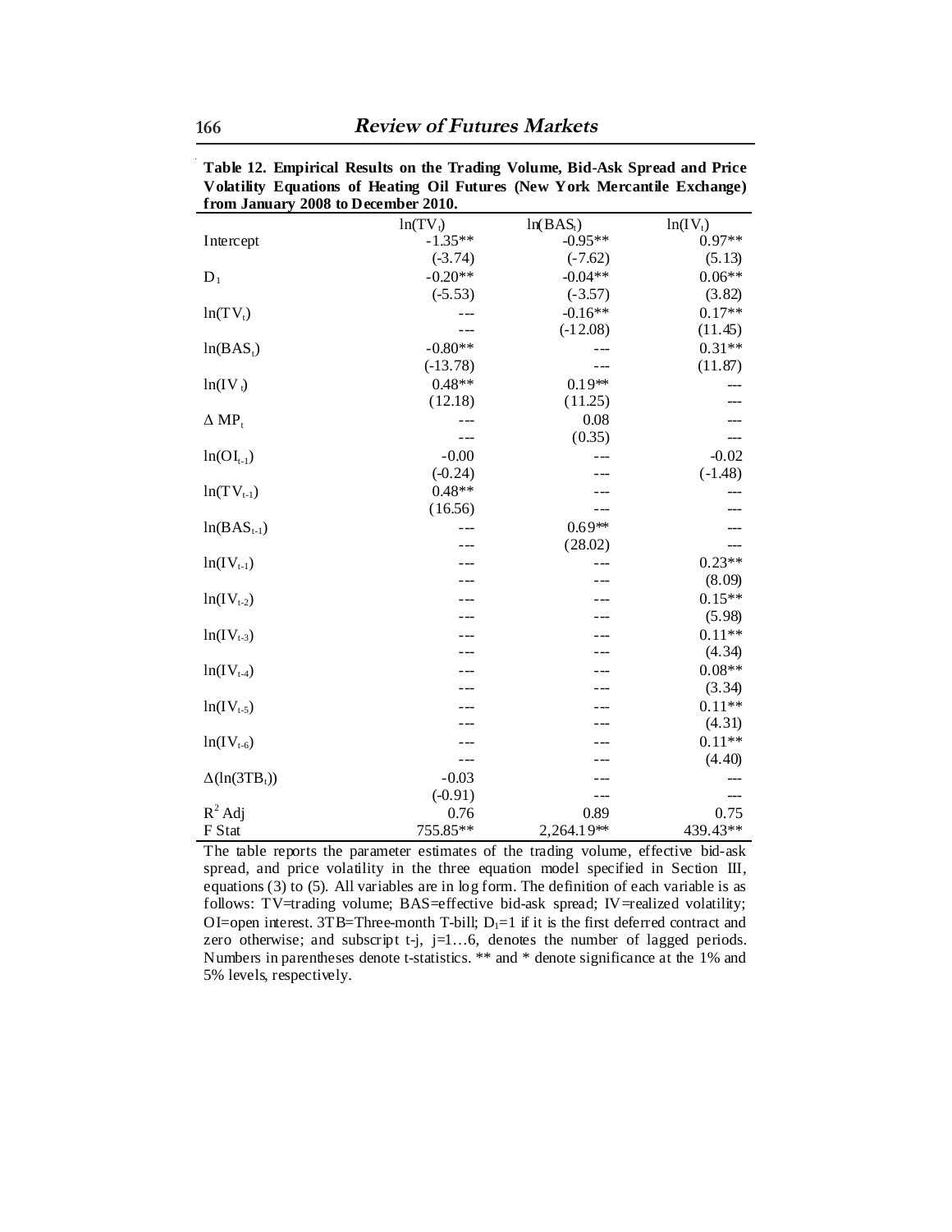**Table 12. Empirical Results on the Trading Volume, Bid-Ask Spread and Price Volatility Equations of Heating Oil Futures (New York Mercantile Exchange) from January 2008 to December 2010.**

| | $\ln(TV_t)$ | $\ln(BAS_t)$ | $\ln(IV_t)$ |
|---|---|---|---|
| Intercept | -1.35** | -0.95** | 0.97** |
| | (-3.74) | (-7.62) | (5.13) |
| $D_1$ | -0.20** | -0.04** | 0.06** |
| | (-5.53) | (-3.57) | (3.82) |
| $\ln(TV_t)$ | --- | -0.16** | 0.17** |
| | --- | (-12.08) | (11.45) |
| $\ln(BAS_t)$ | -0.80** | --- | 0.31** |
| | (-13.78) | --- | (11.87) |
| $\ln(IV_t)$ | 0.48** | 0.19** | --- |
| | (12.18) | (11.25) | --- |
| $\Delta MP_t$ | --- | 0.08 | --- |
| | --- | (0.35) | --- |
| $\ln(OI_{t-1})$ | -0.00 | --- | -0.02 |
| | (-0.24) | --- | (-1.48) |
| $\ln(TV_{t-1})$ | 0.48** | --- | --- |
| | (16.56) | --- | --- |
| $\ln(BAS_{t-1})$ | --- | 0.69** | --- |
| | --- | (28.02) | --- |
| $\ln(IV_{t-1})$ | --- | --- | 0.23** |
| | --- | --- | (8.09) |
| $\ln(IV_{t-2})$ | --- | --- | 0.15** |
| | --- | --- | (5.98) |
| $\ln(IV_{t-3})$ | --- | --- | 0.11** |
| | --- | --- | (4.34) |
| $\ln(IV_{t-4})$ | --- | --- | 0.08** |
| | --- | --- | (3.34) |
| $\ln(IV_{t-5})$ | --- | --- | 0.11** |
| | --- | --- | (4.31) |
| $\ln(IV_{t-6})$ | --- | --- | 0.11** |
| | --- | --- | (4.40) |
| $\Delta(\ln(3TB_t))$ | -0.03 | --- | --- |
| | (-0.91) | --- | --- |
| $R^2$ Adj | 0.76 | 0.89 | 0.75 |
| F Stat | 755.85** | 2,264.19** | 439.43** |

The table reports the parameter estimates of the trading volume, effective bid-ask spread, and price volatility in the three equation model specified in Section III, equations (3) to (5). All variables are in log form. The definition of each variable is as follows: TV=trading volume; BAS=effective bid-ask spread; IV=realized volatility; OI=open interest. 3TB=Three-month T-bill; $D_1$=1 if it is the first deferred contract and zero otherwise; and subscript t-j, j=1…6, denotes the number of lagged periods. Numbers in parentheses denote t-statistics. ** and * denote significance at the 1% and 5% levels, respectively.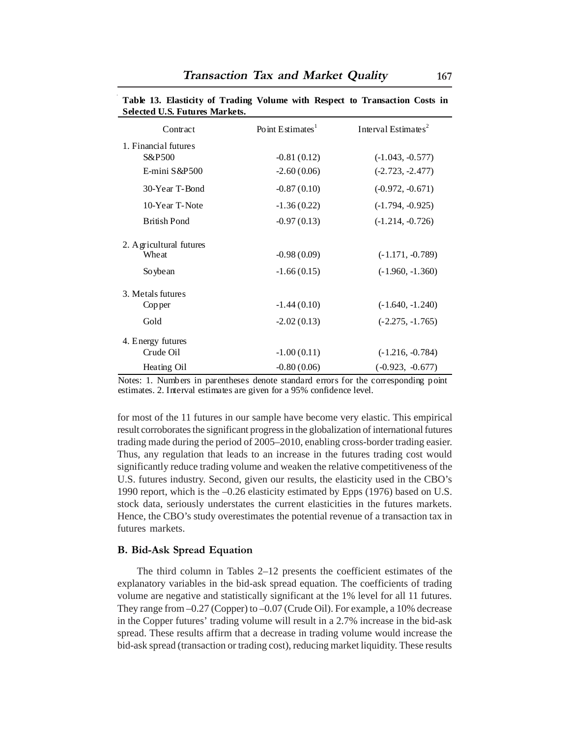**Table 13. Elasticity of Trading Volume with Respect to Transaction Costs in Selected U.S. Futures Markets.**

| Contract | Point Estimates[1] | Interval Estimates[2] |
|---|---|---|
| 1. Financial futures | | |
| S&P500 | -0.81 (0.12) | (-1.043, -0.577) |
| E-mini S&P500 | -2.60 (0.06) | (-2.723, -2.477) |
| 30-Year T-Bond | -0.87 (0.10) | (-0.972, -0.671) |
| 10-Year T-Note | -1.36 (0.22) | (-1.794, -0.925) |
| British Pond | -0.97 (0.13) | (-1.214, -0.726) |
| 2. Agricultural futures | | |
| Wheat | -0.98 (0.09) | (-1.171, -0.789) |
| Soybean | -1.66 (0.15) | (-1.960, -1.360) |
| 3. Metals futures | | |
| Copper | -1.44 (0.10) | (-1.640, -1.240) |
| Gold | -2.02 (0.13) | (-2.275, -1.765) |
| 4. Energy futures | | |
| Crude Oil | -1.00 (0.11) | (-1.216, -0.784) |
| Heating Oil | -0.80 (0.06) | (-0.923, -0.677) |

Notes: 1. Numbers in parentheses denote standard errors for the corresponding point estimates. 2. Interval estimates are given for a 95% confidence level.

for most of the 11 futures in our sample have become very elastic. This empirical result corroborates the significant progress in the globalization of international futures trading made during the period of 2005–2010, enabling cross-border trading easier. Thus, any regulation that leads to an increase in the futures trading cost would significantly reduce trading volume and weaken the relative competitiveness of the U.S. futures industry. Second, given our results, the elasticity used in the CBO's 1990 report, which is the –0.26 elasticity estimated by Epps (1976) based on U.S. stock data, seriously understates the current elasticities in the futures markets. Hence, the CBO's study overestimates the potential revenue of a transaction tax in futures markets.

### B. Bid-Ask Spread Equation

The third column in Tables 2–12 presents the coefficient estimates of the explanatory variables in the bid-ask spread equation. The coefficients of trading volume are negative and statistically significant at the 1% level for all 11 futures. They range from –0.27 (Copper) to –0.07 (Crude Oil). For example, a 10% decrease in the Copper futures' trading volume will result in a 2.7% increase in the bid-ask spread. These results affirm that a decrease in trading volume would increase the bid-ask spread (transaction or trading cost), reducing market liquidity. These results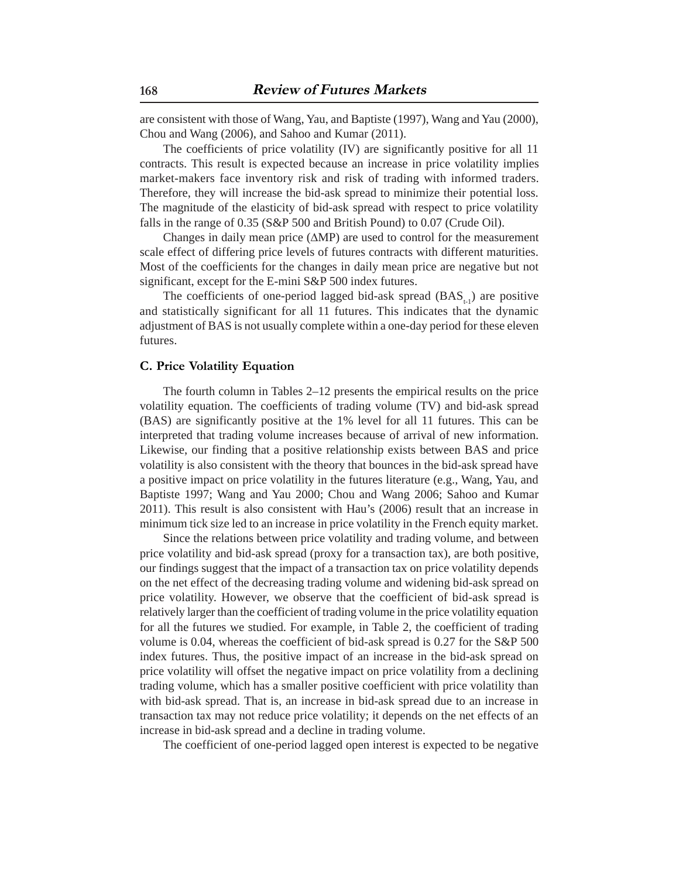are consistent with those of Wang, Yau, and Baptiste (1997), Wang and Yau (2000), Chou and Wang (2006), and Sahoo and Kumar (2011).

The coefficients of price volatility (IV) are significantly positive for all 11 contracts. This result is expected because an increase in price volatility implies market-makers face inventory risk and risk of trading with informed traders. Therefore, they will increase the bid-ask spread to minimize their potential loss. The magnitude of the elasticity of bid-ask spread with respect to price volatility falls in the range of 0.35 (S&P 500 and British Pound) to 0.07 (Crude Oil).

Changes in daily mean price ($\Delta$MP) are used to control for the measurement scale effect of differing price levels of futures contracts with different maturities. Most of the coefficients for the changes in daily mean price are negative but not significant, except for the E-mini S&P 500 index futures.

The coefficients of one-period lagged bid-ask spread ($BAS_{t-1}$) are positive and statistically significant for all 11 futures. This indicates that the dynamic adjustment of BAS is not usually complete within a one-day period for these eleven futures.

### C. Price Volatility Equation

The fourth column in Tables 2–12 presents the empirical results on the price volatility equation. The coefficients of trading volume (TV) and bid-ask spread (BAS) are significantly positive at the 1% level for all 11 futures. This can be interpreted that trading volume increases because of arrival of new information. Likewise, our finding that a positive relationship exists between BAS and price volatility is also consistent with the theory that bounces in the bid-ask spread have a positive impact on price volatility in the futures literature (e.g., Wang, Yau, and Baptiste 1997; Wang and Yau 2000; Chou and Wang 2006; Sahoo and Kumar 2011). This result is also consistent with Hau's (2006) result that an increase in minimum tick size led to an increase in price volatility in the French equity market.

Since the relations between price volatility and trading volume, and between price volatility and bid-ask spread (proxy for a transaction tax), are both positive, our findings suggest that the impact of a transaction tax on price volatility depends on the net effect of the decreasing trading volume and widening bid-ask spread on price volatility. However, we observe that the coefficient of bid-ask spread is relatively larger than the coefficient of trading volume in the price volatility equation for all the futures we studied. For example, in Table 2, the coefficient of trading volume is 0.04, whereas the coefficient of bid-ask spread is 0.27 for the S&P 500 index futures. Thus, the positive impact of an increase in the bid-ask spread on price volatility will offset the negative impact on price volatility from a declining trading volume, which has a smaller positive coefficient with price volatility than with bid-ask spread. That is, an increase in bid-ask spread due to an increase in transaction tax may not reduce price volatility; it depends on the net effects of an increase in bid-ask spread and a decline in trading volume.

The coefficient of one-period lagged open interest is expected to be negative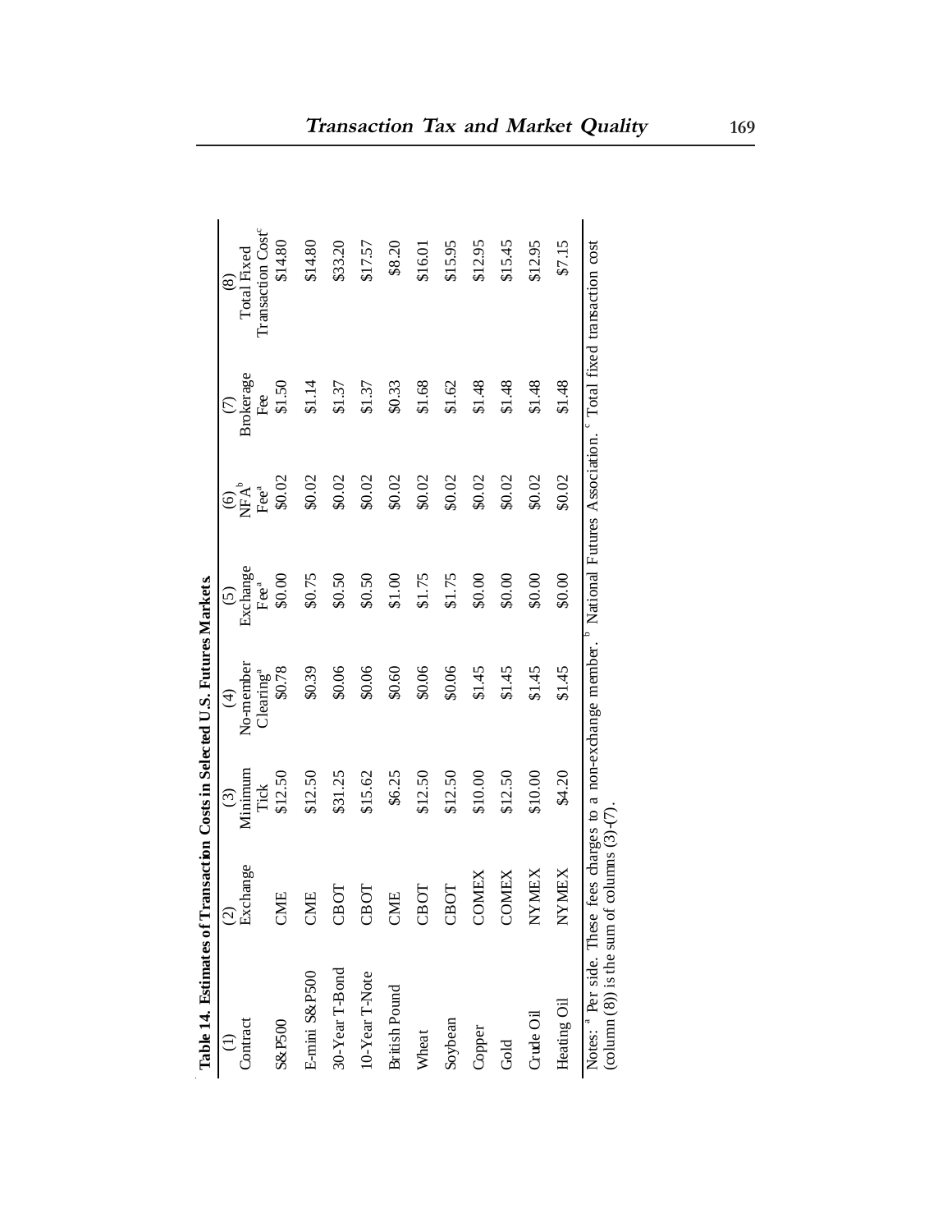**Table 14. Estimates of Transaction Costs in Selected U.S. Futures Markets**

| (1) Contract | (2) Exchange | (3) Minimum Tick | (4) No-member Clearing[a] | (5) Exchange Fee[a] | (6) NFA[b] Fee[a] | (7) Brokerage Fee | (8) Total Fixed Transaction Cost[c] |
|---|---|---|---|---|---|---|---|
| S&P500 | CME | $12.50 | $0.78 | $0.00 | $0.02 | $1.50 | $14.80 |
| E-mini S&P500 | CME | $12.50 | $0.39 | $0.75 | $0.02 | $1.14 | $14.80 |
| 30-Year T-Bond | CBOT | $31.25 | $0.06 | $0.50 | $0.02 | $1.37 | $33.20 |
| 10-Year T-Note | CBOT | $15.62 | $0.06 | $0.50 | $0.02 | $1.37 | $17.57 |
| British Pound | CME | $6.25 | $0.60 | $1.00 | $0.02 | $0.33 | $8.20 |
| Wheat | CBOT | $12.50 | $0.06 | $1.75 | $0.02 | $1.68 | $16.01 |
| Soybean | CBOT | $12.50 | $0.06 | $1.75 | $0.02 | $1.62 | $15.95 |
| Copper | COMEX | $10.00 | $1.45 | $0.00 | $0.02 | $1.48 | $12.95 |
| Gold | COMEX | $12.50 | $1.45 | $0.00 | $0.02 | $1.48 | $15.45 |
| Crude Oil | NYMEX | $10.00 | $1.45 | $0.00 | $0.02 | $1.48 | $12.95 |
| Heating Oil | NYMEX | $4.20 | $1.45 | $0.00 | $0.02 | $1.48 | $7.15 |

Notes: [a] Per side. These fees charges to a non-exchange member. [b] National Futures Association. [c] Total fixed transaction cost (column (8)) is the sum of columns (3)-(7).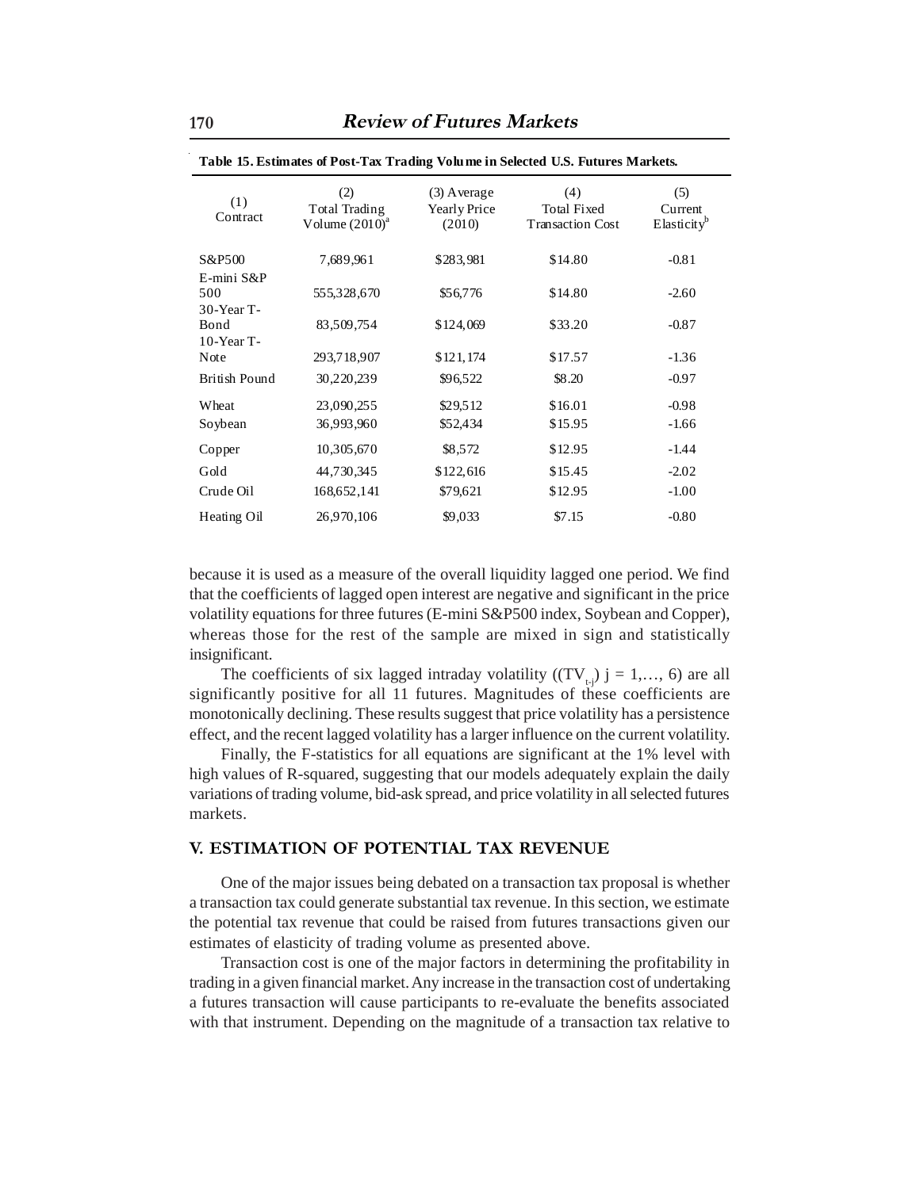**Table 15. Estimates of Post-Tax Trading Volume in Selected U.S. Futures Markets.**

| (1) Contract | (2) Total Trading Volume (2010)[a] | (3) Average Yearly Price (2010) | (4) Total Fixed Transaction Cost | (5) Current Elasticity[b] |
|---|---|---|---|---|
| S&P500 | 7,689,961 | $283,981 | $14.80 | -0.81 |
| E-mini S&P 500 | 555,328,670 | $56,776 | $14.80 | -2.60 |
| 30-Year T-Bond | 83,509,754 | $124,069 | $33.20 | -0.87 |
| 10-Year T-Note | 293,718,907 | $121,174 | $17.57 | -1.36 |
| British Pound | 30,220,239 | $96,522 | $8.20 | -0.97 |
| Wheat | 23,090,255 | $29,512 | $16.01 | -0.98 |
| Soybean | 36,993,960 | $52,434 | $15.95 | -1.66 |
| Copper | 10,305,670 | $8,572 | $12.95 | -1.44 |
| Gold | 44,730,345 | $122,616 | $15.45 | -2.02 |
| Crude Oil | 168,652,141 | $79,621 | $12.95 | -1.00 |
| Heating Oil | 26,970,106 | $9,033 | $7.15 | -0.80 |

because it is used as a measure of the overall liquidity lagged one period. We find that the coefficients of lagged open interest are negative and significant in the price volatility equations for three futures (E-mini S&P500 index, Soybean and Copper), whereas those for the rest of the sample are mixed in sign and statistically insignificant.

The coefficients of six lagged intraday volatility ($(TV_{t-j})$ $j = 1,\ldots, 6$) are all significantly positive for all 11 futures. Magnitudes of these coefficients are monotonically declining. These results suggest that price volatility has a persistence effect, and the recent lagged volatility has a larger influence on the current volatility.

Finally, the F-statistics for all equations are significant at the 1% level with high values of R-squared, suggesting that our models adequately explain the daily variations of trading volume, bid-ask spread, and price volatility in all selected futures markets.

## V. ESTIMATION OF POTENTIAL TAX REVENUE

One of the major issues being debated on a transaction tax proposal is whether a transaction tax could generate substantial tax revenue. In this section, we estimate the potential tax revenue that could be raised from futures transactions given our estimates of elasticity of trading volume as presented above.

Transaction cost is one of the major factors in determining the profitability in trading in a given financial market. Any increase in the transaction cost of undertaking a futures transaction will cause participants to re-evaluate the benefits associated with that instrument. Depending on the magnitude of a transaction tax relative to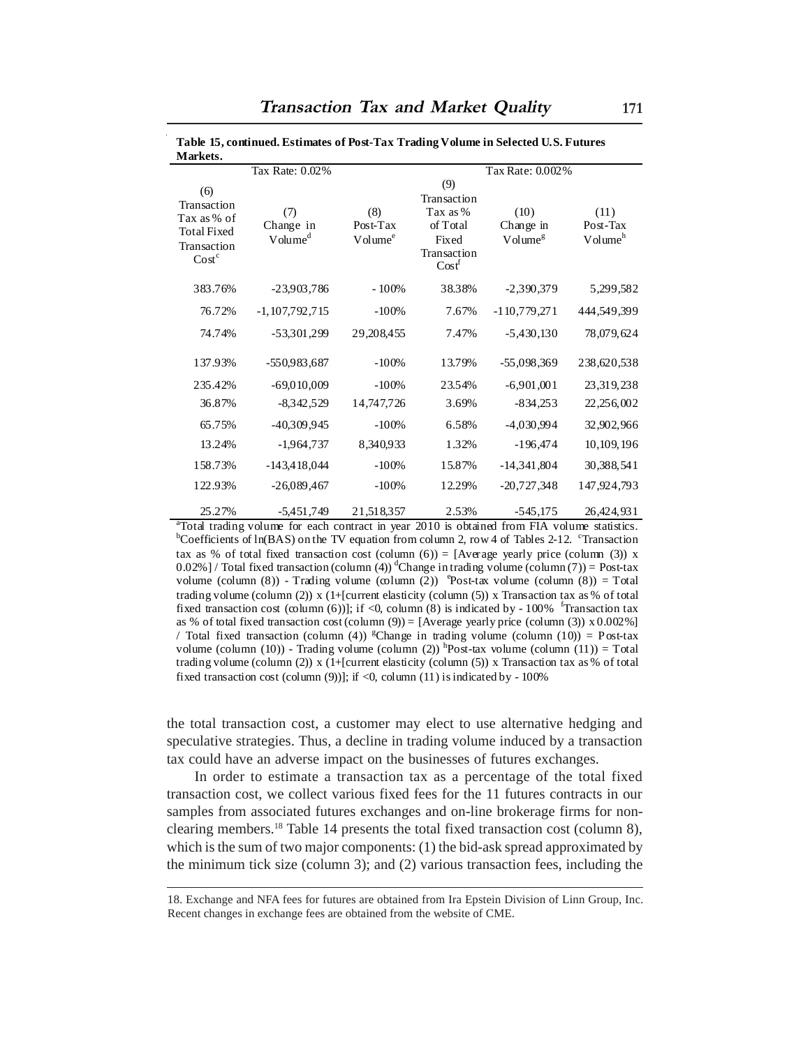**Table 15, continued. Estimates of Post-Tax Trading Volume in Selected U.S. Futures Markets.**

| Tax Rate: 0.02% | | | Tax Rate: 0.002% | | |
|---|---|---|---|---|---|
| (6) Transaction Tax as % of Total Fixed Transaction Cost[c] | (7) Change in Volume[d] | (8) Post-Tax Volume[e] | (9) Transaction Tax as % of Total Fixed Transaction Cost[f] | (10) Change in Volume[g] | (11) Post-Tax Volume[h] |
| 383.76% | -23,903,786 | - 100% | 38.38% | -2,390,379 | 5,299,582 |
| 76.72% | -1,107,792,715 | -100% | 7.67% | -110,779,271 | 444,549,399 |
| 74.74% | -53,301,299 | 29,208,455 | 7.47% | -5,430,130 | 78,079,624 |
| 137.93% | -550,983,687 | -100% | 13.79% | -55,098,369 | 238,620,538 |
| 235.42% | -69,010,009 | -100% | 23.54% | -6,901,001 | 23,319,238 |
| 36.87% | -8,342,529 | 14,747,726 | 3.69% | -834,253 | 22,256,002 |
| 65.75% | -40,309,945 | -100% | 6.58% | -4,030,994 | 32,902,966 |
| 13.24% | -1,964,737 | 8,340,933 | 1.32% | -196,474 | 10,109,196 |
| 158.73% | -143,418,044 | -100% | 15.87% | -14,341,804 | 30,388,541 |
| 122.93% | -26,089,467 | -100% | 12.29% | -20,727,348 | 147,924,793 |
| 25.27% | -5,451,749 | 21,518,357 | 2.53% | -545,175 | 26,424,931 |

[a]Total trading volume for each contract in year 2010 is obtained from FIA volume statistics. [b]Coefficients of ln(BAS) on the TV equation from column 2, row 4 of Tables 2-12. [c]Transaction tax as % of total fixed transaction cost (column (6)) = [Average yearly price (column (3)) x 0.02%] / Total fixed transaction (column (4)) [d]Change in trading volume (column (7)) = Post-tax volume (column (8)) - Trading volume (column (2)) [e]Post-tax volume (column (8)) = Total trading volume (column (2)) x (1+[current elasticity (column (5)) x Transaction tax as % of total fixed transaction cost (column (6))]; if <0, column (8) is indicated by - 100% [f]Transaction tax as % of total fixed transaction cost (column (9)) = [Average yearly price (column (3)) x 0.002%] / Total fixed transaction (column (4)) [g]Change in trading volume (column (10)) = Post-tax volume (column (10)) - Trading volume (column (2)) [h]Post-tax volume (column (11)) = Total trading volume (column (2)) x (1+[current elasticity (column (5)) x Transaction tax as % of total fixed transaction cost (column (9))]; if <0, column (11) is indicated by - 100%

the total transaction cost, a customer may elect to use alternative hedging and speculative strategies. Thus, a decline in trading volume induced by a transaction tax could have an adverse impact on the businesses of futures exchanges.

In order to estimate a transaction tax as a percentage of the total fixed transaction cost, we collect various fixed fees for the 11 futures contracts in our samples from associated futures exchanges and on-line brokerage firms for non-clearing members.[18] Table 14 presents the total fixed transaction cost (column 8), which is the sum of two major components: (1) the bid-ask spread approximated by the minimum tick size (column 3); and (2) various transaction fees, including the

18. Exchange and NFA fees for futures are obtained from Ira Epstein Division of Linn Group, Inc. Recent changes in exchange fees are obtained from the website of CME.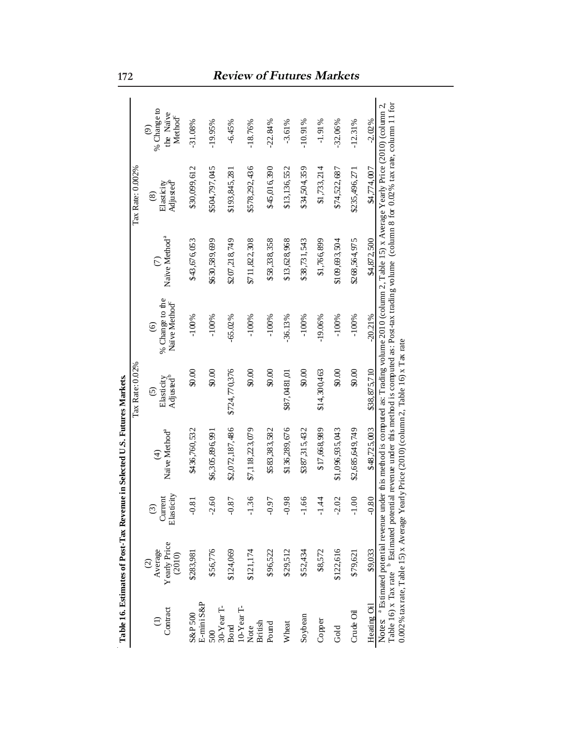**Table 16. Estimates of Post-Tax Revenue in Selected U.S. Futures Markets.**

| | | | Tax Rate: 0.02% | | | Tax Rate: 0.002% | | |
|---|---|---|---|---|---|---|---|---|
| (1) Contract | (2) Average Yearly Price (2010) | (3) Current Elasticity | (4) Naïve Method[a] | (5) Elasticity Adjusted[b] | (6) % Change to the Naïve Method[c] | (7) Naïve Method[a] | (8) Elasticity Adjusted[b] | (9) % Change to the Naïve Method[c] |
| S&P 500 | \$283,981 | -0.81 | \$436,760,532 | \$0.00 | -100% | \$43,676,053 | \$30,099,612 | -31.08% |
| E-mini S&P 500 | \$56,776 | -2.60 | \$6,305,896,991 | \$0.00 | -100% | \$630,589,699 | \$504,797,045 | -19.95% |
| 30-Year T-Bond | \$124,069 | -0.87 | \$2,072,187,486 | \$724,770,376 | -65.02% | \$207,218,749 | \$193,845,281 | -6.45% |
| 10-Year T-Note | \$121,174 | -1.36 | \$7,118,223,079 | \$0.00 | -100% | \$711,822,308 | \$578,292,436 | -18.76% |
| British Pound | \$96,522 | -0.97 | \$583,383,582 | \$0.00 | -100% | \$58,338,358 | \$45,016,390 | -22.84% |
| Wheat | \$29,512 | -0.98 | \$136,289,676 | \$87,0481,01 | -36.13% | \$13,628,968 | \$13,136,552 | -3.61% |
| Soybean | \$52,434 | -1.66 | \$387,315,432 | \$0.00 | -100% | \$38,731,543 | \$34,504,359 | -10.91% |
| Copper | \$8,572 | -1.44 | \$17,668,989 | \$14,300,463 | -19.06% | \$1,766,899 | \$1,733,214 | -1.91% |
| Gold | \$122,616 | -2.02 | \$1,096,935,043 | \$0.00 | -100% | \$109,693,504 | \$74,522,687 | -32.06% |
| Crude Oil | \$79,621 | -1.00 | \$2,685,649,749 | \$0.00 | -100% | \$268,564,975 | \$235,496,271 | -12.31% |
| Heating Oil | \$9,033 | -0.80 | \$48,725,003 | \$38,875,710 | -20.21% | \$4,872,500 | \$4,774,007 | -2.02% |

Notes: [a] Estimated potential revenue under this method is computed as: Trading volume 2010 (column 2, Table 15) x Average Yearly Price (2010) (column 2, Table 16) x Tax rate [b] Estimated potential revenue under this method is computed as: Post-tax trading volume (column 8 for 0.02% tax rate, column 11 for 0.002% tax rate, Table 15) x Average Yearly Price (2010) (column 2, Table 16) x Tax rate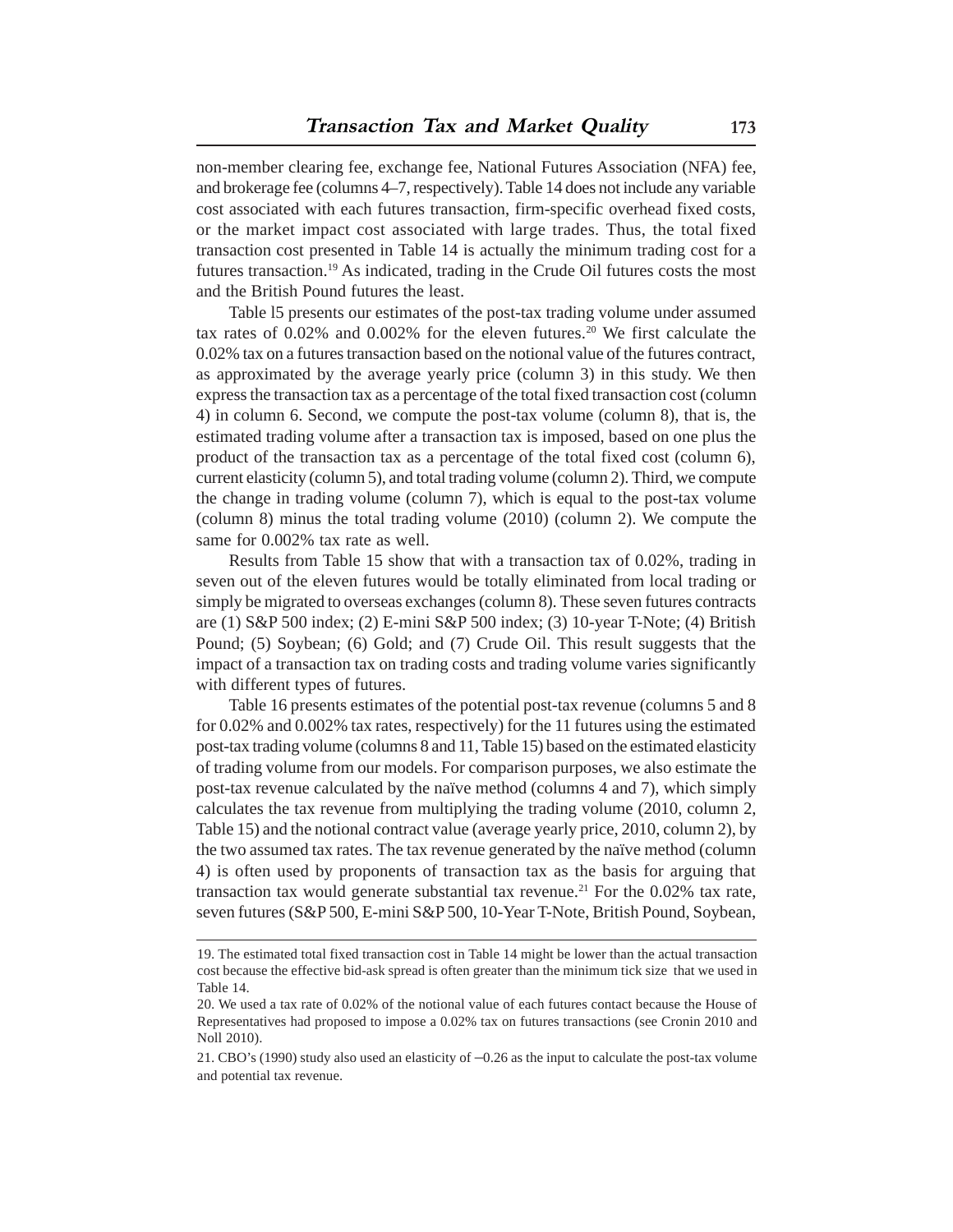non-member clearing fee, exchange fee, National Futures Association (NFA) fee, and brokerage fee (columns 4–7, respectively). Table 14 does not include any variable cost associated with each futures transaction, firm-specific overhead fixed costs, or the market impact cost associated with large trades. Thus, the total fixed transaction cost presented in Table 14 is actually the minimum trading cost for a futures transaction.[19] As indicated, trading in the Crude Oil futures costs the most and the British Pound futures the least.

Table l5 presents our estimates of the post-tax trading volume under assumed tax rates of 0.02% and 0.002% for the eleven futures.[20] We first calculate the 0.02% tax on a futures transaction based on the notional value of the futures contract, as approximated by the average yearly price (column 3) in this study. We then express the transaction tax as a percentage of the total fixed transaction cost (column 4) in column 6. Second, we compute the post-tax volume (column 8), that is, the estimated trading volume after a transaction tax is imposed, based on one plus the product of the transaction tax as a percentage of the total fixed cost (column 6), current elasticity (column 5), and total trading volume (column 2). Third, we compute the change in trading volume (column 7), which is equal to the post-tax volume (column 8) minus the total trading volume (2010) (column 2). We compute the same for 0.002% tax rate as well.

Results from Table 15 show that with a transaction tax of 0.02%, trading in seven out of the eleven futures would be totally eliminated from local trading or simply be migrated to overseas exchanges (column 8). These seven futures contracts are (1) S&P 500 index; (2) E-mini S&P 500 index; (3) 10-year T-Note; (4) British Pound; (5) Soybean; (6) Gold; and (7) Crude Oil. This result suggests that the impact of a transaction tax on trading costs and trading volume varies significantly with different types of futures.

Table 16 presents estimates of the potential post-tax revenue (columns 5 and 8 for 0.02% and 0.002% tax rates, respectively) for the 11 futures using the estimated post-tax trading volume (columns 8 and 11, Table 15) based on the estimated elasticity of trading volume from our models. For comparison purposes, we also estimate the post-tax revenue calculated by the naïve method (columns 4 and 7), which simply calculates the tax revenue from multiplying the trading volume (2010, column 2, Table 15) and the notional contract value (average yearly price, 2010, column 2), by the two assumed tax rates. The tax revenue generated by the naïve method (column 4) is often used by proponents of transaction tax as the basis for arguing that transaction tax would generate substantial tax revenue.[21] For the 0.02% tax rate, seven futures (S&P 500, E-mini S&P 500, 10-Year T-Note, British Pound, Soybean,

---

19. The estimated total fixed transaction cost in Table 14 might be lower than the actual transaction cost because the effective bid-ask spread is often greater than the minimum tick size that we used in Table 14.

20. We used a tax rate of 0.02% of the notional value of each futures contact because the House of Representatives had proposed to impose a 0.02% tax on futures transactions (see Cronin 2010 and Noll 2010).

21. CBO's (1990) study also used an elasticity of −0.26 as the input to calculate the post-tax volume and potential tax revenue.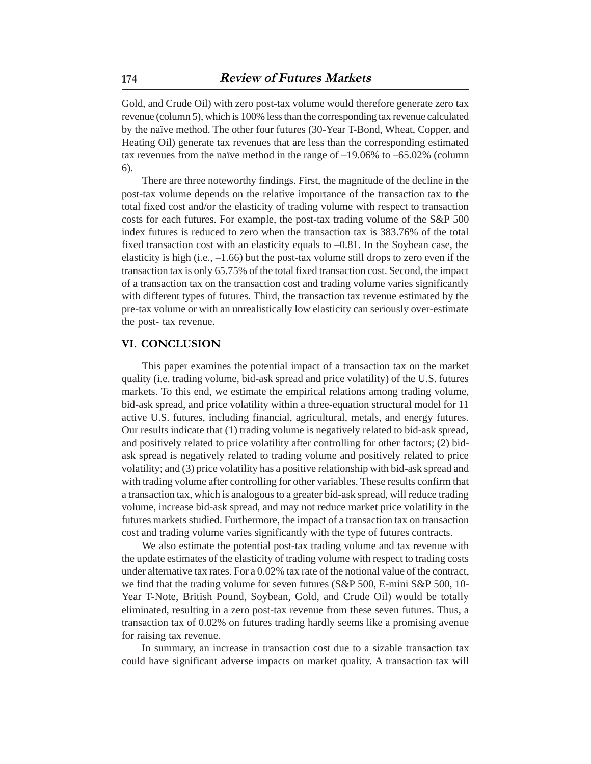Gold, and Crude Oil) with zero post-tax volume would therefore generate zero tax revenue (column 5), which is 100% less than the corresponding tax revenue calculated by the naïve method. The other four futures (30-Year T-Bond, Wheat, Copper, and Heating Oil) generate tax revenues that are less than the corresponding estimated tax revenues from the naïve method in the range of –19.06% to –65.02% (column 6).

There are three noteworthy findings. First, the magnitude of the decline in the post-tax volume depends on the relative importance of the transaction tax to the total fixed cost and/or the elasticity of trading volume with respect to transaction costs for each futures. For example, the post-tax trading volume of the S&P 500 index futures is reduced to zero when the transaction tax is 383.76% of the total fixed transaction cost with an elasticity equals to –0.81. In the Soybean case, the elasticity is high (i.e., –1.66) but the post-tax volume still drops to zero even if the transaction tax is only 65.75% of the total fixed transaction cost. Second, the impact of a transaction tax on the transaction cost and trading volume varies significantly with different types of futures. Third, the transaction tax revenue estimated by the pre-tax volume or with an unrealistically low elasticity can seriously over-estimate the post- tax revenue.

## VI. CONCLUSION

This paper examines the potential impact of a transaction tax on the market quality (i.e. trading volume, bid-ask spread and price volatility) of the U.S. futures markets. To this end, we estimate the empirical relations among trading volume, bid-ask spread, and price volatility within a three-equation structural model for 11 active U.S. futures, including financial, agricultural, metals, and energy futures. Our results indicate that (1) trading volume is negatively related to bid-ask spread, and positively related to price volatility after controlling for other factors; (2) bid-ask spread is negatively related to trading volume and positively related to price volatility; and (3) price volatility has a positive relationship with bid-ask spread and with trading volume after controlling for other variables. These results confirm that a transaction tax, which is analogous to a greater bid-ask spread, will reduce trading volume, increase bid-ask spread, and may not reduce market price volatility in the futures markets studied. Furthermore, the impact of a transaction tax on transaction cost and trading volume varies significantly with the type of futures contracts.

We also estimate the potential post-tax trading volume and tax revenue with the update estimates of the elasticity of trading volume with respect to trading costs under alternative tax rates. For a 0.02% tax rate of the notional value of the contract, we find that the trading volume for seven futures (S&P 500, E-mini S&P 500, 10-Year T-Note, British Pound, Soybean, Gold, and Crude Oil) would be totally eliminated, resulting in a zero post-tax revenue from these seven futures. Thus, a transaction tax of 0.02% on futures trading hardly seems like a promising avenue for raising tax revenue.

In summary, an increase in transaction cost due to a sizable transaction tax could have significant adverse impacts on market quality. A transaction tax will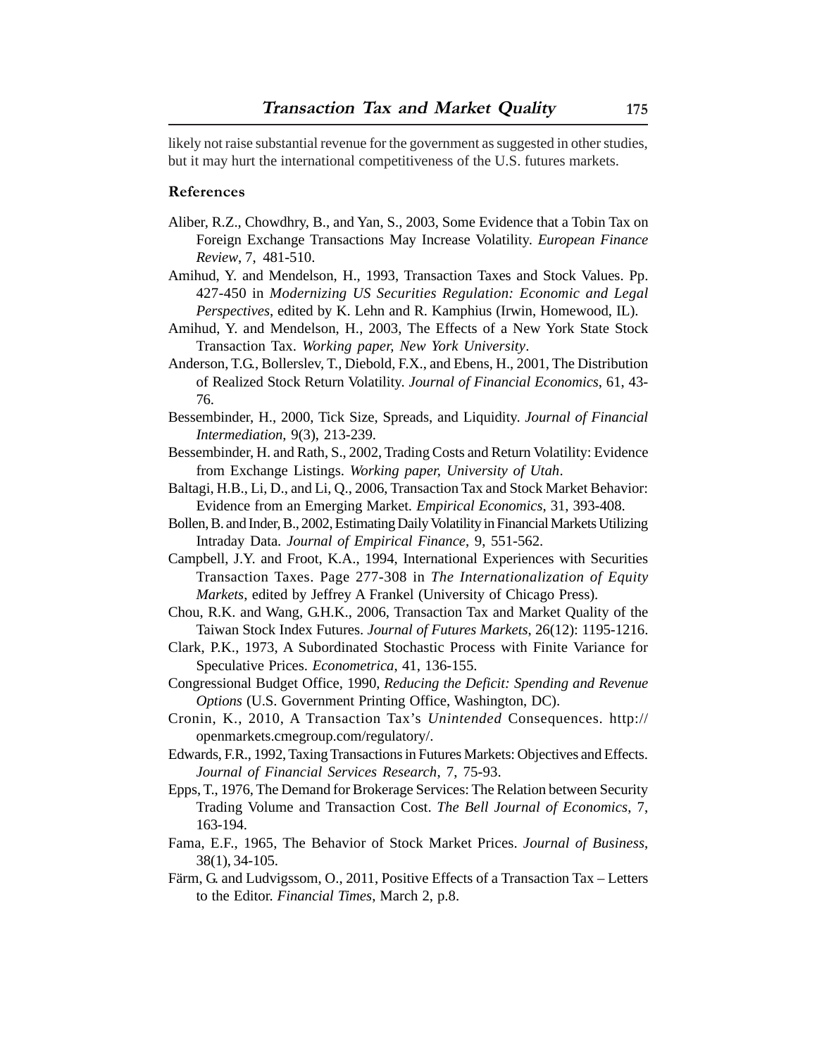likely not raise substantial revenue for the government as suggested in other studies, but it may hurt the international competitiveness of the U.S. futures markets.

## References

Aliber, R.Z., Chowdhry, B., and Yan, S., 2003, Some Evidence that a Tobin Tax on Foreign Exchange Transactions May Increase Volatility. *European Finance Review*, 7, 481-510.

Amihud, Y. and Mendelson, H., 1993, Transaction Taxes and Stock Values. Pp. 427-450 in *Modernizing US Securities Regulation: Economic and Legal Perspectives*, edited by K. Lehn and R. Kamphius (Irwin, Homewood, IL).

Amihud, Y. and Mendelson, H., 2003, The Effects of a New York State Stock Transaction Tax. *Working paper, New York University*.

Anderson, T.G., Bollerslev, T., Diebold, F.X., and Ebens, H., 2001, The Distribution of Realized Stock Return Volatility. *Journal of Financial Economics*, 61, 43-76.

Bessembinder, H., 2000, Tick Size, Spreads, and Liquidity. *Journal of Financial Intermediation*, 9(3), 213-239.

Bessembinder, H. and Rath, S., 2002, Trading Costs and Return Volatility: Evidence from Exchange Listings. *Working paper, University of Utah*.

Baltagi, H.B., Li, D., and Li, Q., 2006, Transaction Tax and Stock Market Behavior: Evidence from an Emerging Market. *Empirical Economics*, 31, 393-408.

Bollen, B. and Inder, B., 2002, Estimating Daily Volatility in Financial Markets Utilizing Intraday Data. *Journal of Empirical Finance*, 9, 551-562.

Campbell, J.Y. and Froot, K.A., 1994, International Experiences with Securities Transaction Taxes. Page 277-308 in *The Internationalization of Equity Markets*, edited by Jeffrey A Frankel (University of Chicago Press).

Chou, R.K. and Wang, G.H.K., 2006, Transaction Tax and Market Quality of the Taiwan Stock Index Futures. *Journal of Futures Markets*, 26(12): 1195-1216.

Clark, P.K., 1973, A Subordinated Stochastic Process with Finite Variance for Speculative Prices. *Econometrica*, 41, 136-155.

Congressional Budget Office, 1990, *Reducing the Deficit: Spending and Revenue Options* (U.S. Government Printing Office, Washington, DC).

Cronin, K., 2010, A Transaction Tax's *Unintended* Consequences. http://openmarkets.cmegroup.com/regulatory/.

Edwards, F.R., 1992, Taxing Transactions in Futures Markets: Objectives and Effects. *Journal of Financial Services Research*, 7, 75-93.

Epps, T., 1976, The Demand for Brokerage Services: The Relation between Security Trading Volume and Transaction Cost. *The Bell Journal of Economics*, 7, 163-194.

Fama, E.F., 1965, The Behavior of Stock Market Prices. *Journal of Business*, 38(1), 34-105.

Färm, G. and Ludvigssom, O., 2011, Positive Effects of a Transaction Tax – Letters to the Editor. *Financial Times*, March 2, p.8.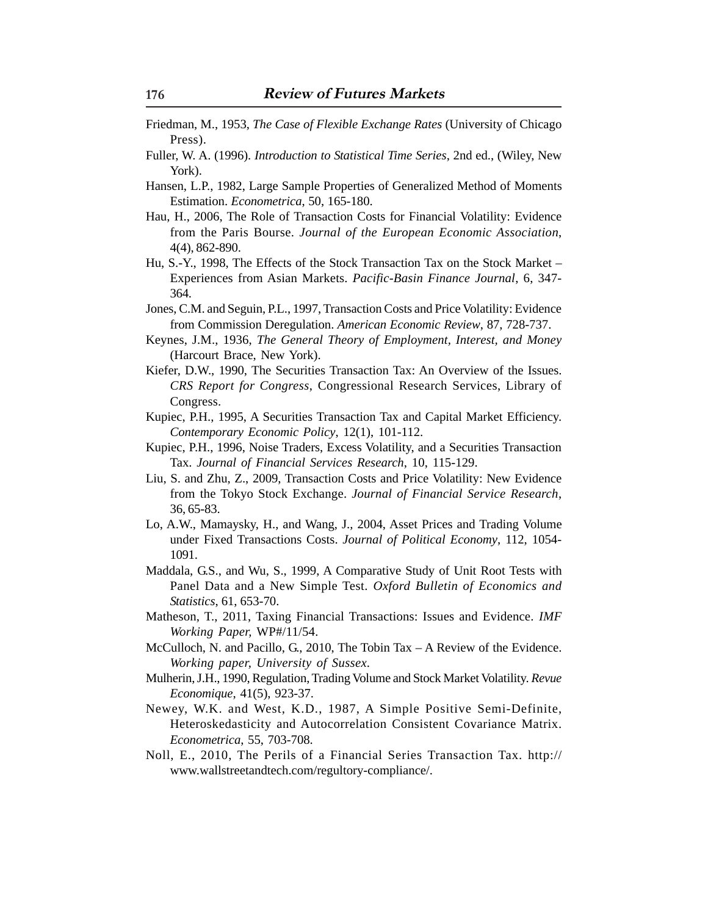Friedman, M., 1953, *The Case of Flexible Exchange Rates* (University of Chicago Press).

Fuller, W. A. (1996). *Introduction to Statistical Time Series*, 2nd ed., (Wiley, New York).

Hansen, L.P., 1982, Large Sample Properties of Generalized Method of Moments Estimation. *Econometrica*, 50, 165-180.

Hau, H., 2006, The Role of Transaction Costs for Financial Volatility: Evidence from the Paris Bourse. *Journal of the European Economic Association*, 4(4), 862-890.

Hu, S.-Y., 1998, The Effects of the Stock Transaction Tax on the Stock Market – Experiences from Asian Markets. *Pacific-Basin Finance Journal*, 6, 347-364.

Jones, C.M. and Seguin, P.L., 1997, Transaction Costs and Price Volatility: Evidence from Commission Deregulation. *American Economic Review*, 87, 728-737.

Keynes, J.M., 1936, *The General Theory of Employment, Interest, and Money* (Harcourt Brace, New York).

Kiefer, D.W., 1990, The Securities Transaction Tax: An Overview of the Issues. *CRS Report for Congress*, Congressional Research Services, Library of Congress.

Kupiec, P.H., 1995, A Securities Transaction Tax and Capital Market Efficiency. *Contemporary Economic Policy*, 12(1), 101-112.

Kupiec, P.H., 1996, Noise Traders, Excess Volatility, and a Securities Transaction Tax. *Journal of Financial Services Research*, 10, 115-129.

Liu, S. and Zhu, Z., 2009, Transaction Costs and Price Volatility: New Evidence from the Tokyo Stock Exchange. *Journal of Financial Service Research*, 36, 65-83.

Lo, A.W., Mamaysky, H., and Wang, J., 2004, Asset Prices and Trading Volume under Fixed Transactions Costs. *Journal of Political Economy*, 112, 1054-1091.

Maddala, G.S., and Wu, S., 1999, A Comparative Study of Unit Root Tests with Panel Data and a New Simple Test. *Oxford Bulletin of Economics and Statistics*, 61, 653-70.

Matheson, T., 2011, Taxing Financial Transactions: Issues and Evidence. *IMF Working Paper,* WP#/11/54.

McCulloch, N. and Pacillo, G., 2010, The Tobin Tax – A Review of the Evidence. *Working paper, University of Sussex*.

Mulherin, J.H., 1990, Regulation, Trading Volume and Stock Market Volatility. *Revue Economique*, 41(5), 923-37.

Newey, W.K. and West, K.D., 1987, A Simple Positive Semi-Definite, Heteroskedasticity and Autocorrelation Consistent Covariance Matrix. *Econometrica*, 55, 703-708.

Noll, E., 2010, The Perils of a Financial Series Transaction Tax. http://www.wallstreetandtech.com/regultory-compliance/.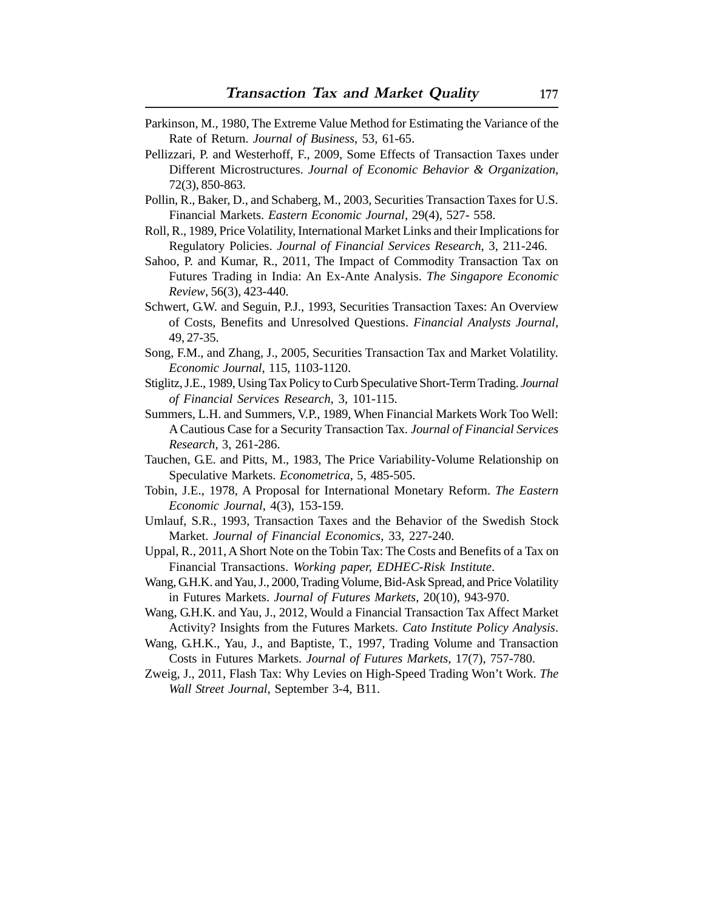Parkinson, M., 1980, The Extreme Value Method for Estimating the Variance of the Rate of Return. *Journal of Business*, 53, 61-65.

Pellizzari, P. and Westerhoff, F., 2009, Some Effects of Transaction Taxes under Different Microstructures. *Journal of Economic Behavior & Organization*, 72(3), 850-863.

Pollin, R., Baker, D., and Schaberg, M., 2003, Securities Transaction Taxes for U.S. Financial Markets. *Eastern Economic Journal*, 29(4), 527- 558.

Roll, R., 1989, Price Volatility, International Market Links and their Implications for Regulatory Policies. *Journal of Financial Services Research*, 3, 211-246.

Sahoo, P. and Kumar, R., 2011, The Impact of Commodity Transaction Tax on Futures Trading in India: An Ex-Ante Analysis. *The Singapore Economic Review*, 56(3), 423-440.

Schwert, G.W. and Seguin, P.J., 1993, Securities Transaction Taxes: An Overview of Costs, Benefits and Unresolved Questions. *Financial Analysts Journal*, 49, 27-35.

Song, F.M., and Zhang, J., 2005, Securities Transaction Tax and Market Volatility. *Economic Journal*, 115, 1103-1120.

Stiglitz, J.E., 1989, Using Tax Policy to Curb Speculative Short-Term Trading. *Journal of Financial Services Research*, 3, 101-115.

Summers, L.H. and Summers, V.P., 1989, When Financial Markets Work Too Well: A Cautious Case for a Security Transaction Tax. *Journal of Financial Services Research*, 3, 261-286.

Tauchen, G.E. and Pitts, M., 1983, The Price Variability-Volume Relationship on Speculative Markets. *Econometrica*, 5, 485-505.

Tobin, J.E., 1978, A Proposal for International Monetary Reform. *The Eastern Economic Journal*, 4(3), 153-159.

Umlauf, S.R., 1993, Transaction Taxes and the Behavior of the Swedish Stock Market. *Journal of Financial Economics*, 33, 227-240.

Uppal, R., 2011, A Short Note on the Tobin Tax: The Costs and Benefits of a Tax on Financial Transactions. *Working paper, EDHEC-Risk Institute*.

Wang, G.H.K. and Yau, J., 2000, Trading Volume, Bid-Ask Spread, and Price Volatility in Futures Markets. *Journal of Futures Markets*, 20(10), 943-970.

Wang, G.H.K. and Yau, J., 2012, Would a Financial Transaction Tax Affect Market Activity? Insights from the Futures Markets. *Cato Institute Policy Analysis*.

Wang, G.H.K., Yau, J., and Baptiste, T., 1997, Trading Volume and Transaction Costs in Futures Markets. *Journal of Futures Markets*, 17(7), 757-780.

Zweig, J., 2011, Flash Tax: Why Levies on High-Speed Trading Won't Work. *The Wall Street Journal*, September 3-4, B11.